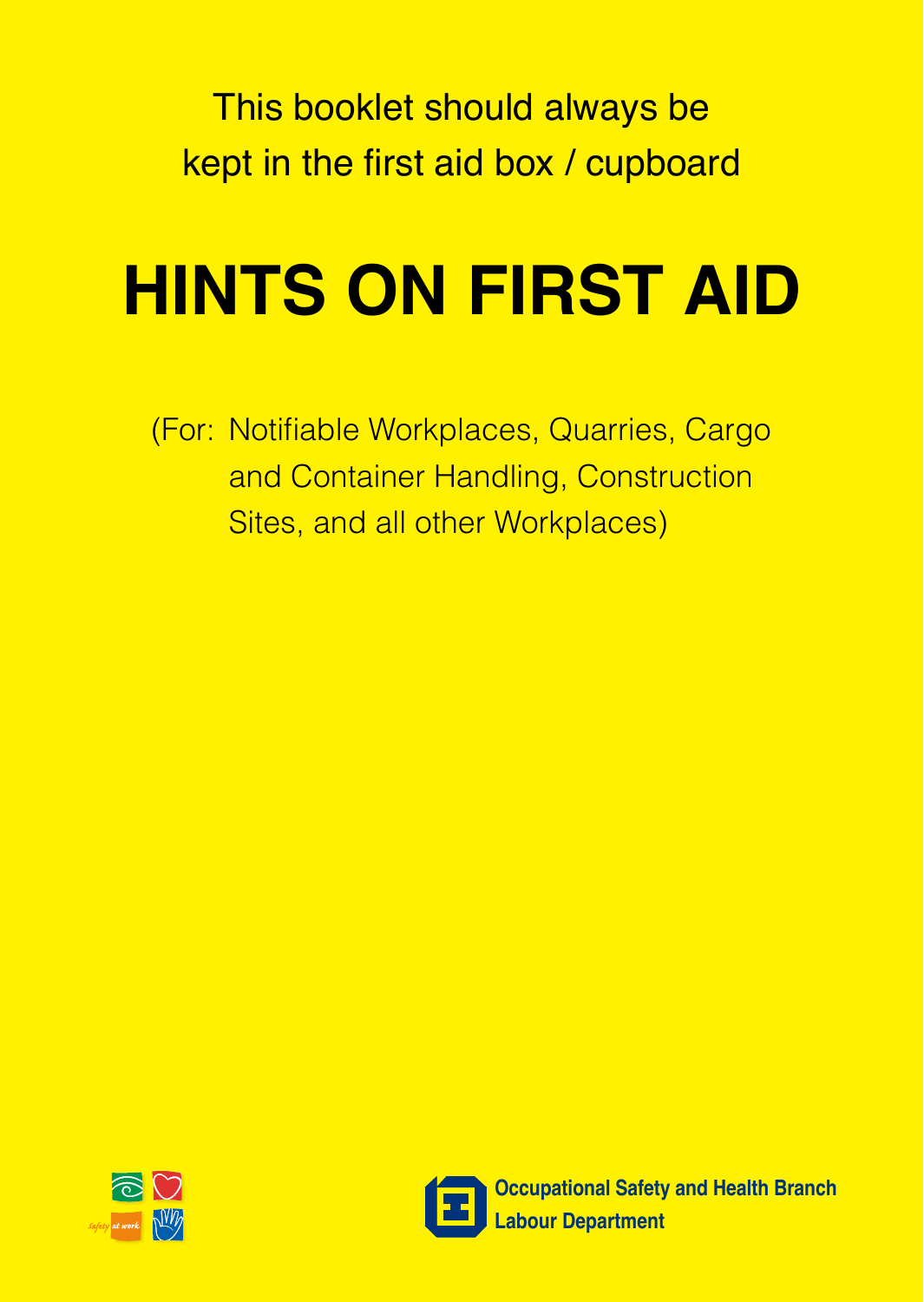This booklet should always be kept in the first aid box / cupboard

# HINTS ON FIRST AID

(For: Notifiable Workplaces, Quarries, Cargo and Container Handling, Construction Sites, and all other Workplaces)

Safety at work

Occupational Safety and Health Branch
Labour Department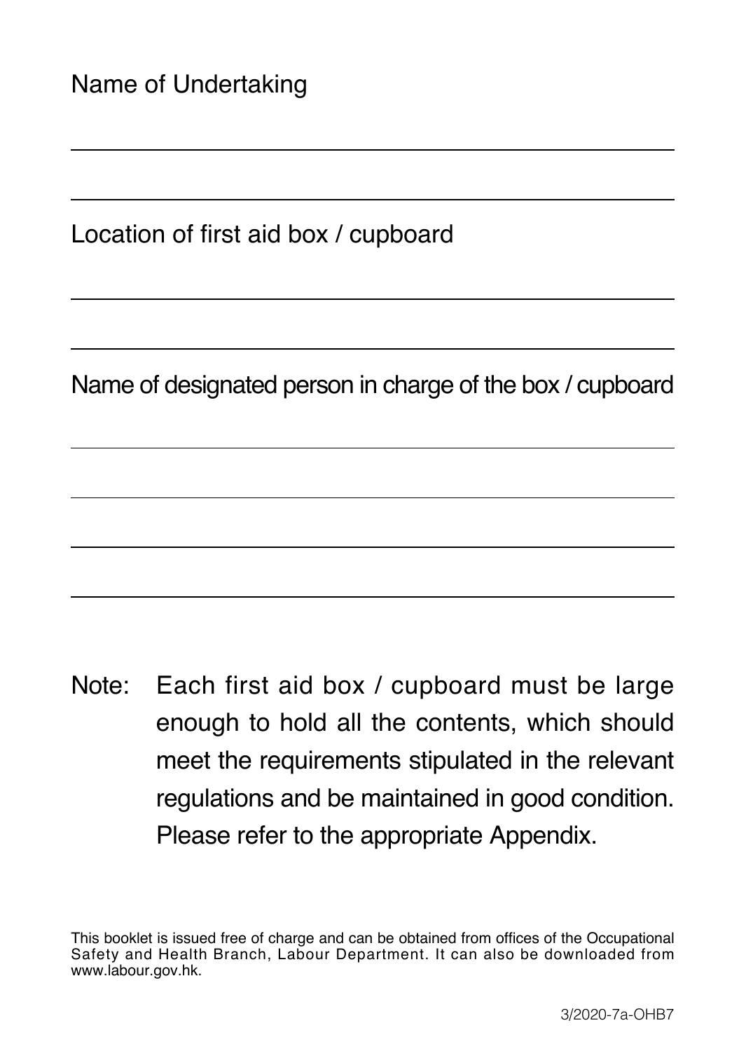Name of Undertaking

\_\_\_\_\_\_\_\_\_\_\_\_\_\_\_\_\_\_\_\_\_\_\_\_\_\_\_\_\_\_\_\_\_\_\_\_\_\_\_\_

\_\_\_\_\_\_\_\_\_\_\_\_\_\_\_\_\_\_\_\_\_\_\_\_\_\_\_\_\_\_\_\_\_\_\_\_\_\_\_\_

Location of first aid box / cupboard

\_\_\_\_\_\_\_\_\_\_\_\_\_\_\_\_\_\_\_\_\_\_\_\_\_\_\_\_\_\_\_\_\_\_\_\_\_\_\_\_

\_\_\_\_\_\_\_\_\_\_\_\_\_\_\_\_\_\_\_\_\_\_\_\_\_\_\_\_\_\_\_\_\_\_\_\_\_\_\_\_

Name of designated person in charge of the box / cupboard

\_\_\_\_\_\_\_\_\_\_\_\_\_\_\_\_\_\_\_\_\_\_\_\_\_\_\_\_\_\_\_\_\_\_\_\_\_\_\_\_

\_\_\_\_\_\_\_\_\_\_\_\_\_\_\_\_\_\_\_\_\_\_\_\_\_\_\_\_\_\_\_\_\_\_\_\_\_\_\_\_

\_\_\_\_\_\_\_\_\_\_\_\_\_\_\_\_\_\_\_\_\_\_\_\_\_\_\_\_\_\_\_\_\_\_\_\_\_\_\_\_

\_\_\_\_\_\_\_\_\_\_\_\_\_\_\_\_\_\_\_\_\_\_\_\_\_\_\_\_\_\_\_\_\_\_\_\_\_\_\_\_

Note: Each first aid box / cupboard must be large enough to hold all the contents, which should meet the requirements stipulated in the relevant regulations and be maintained in good condition. Please refer to the appropriate Appendix.

This booklet is issued free of charge and can be obtained from offices of the Occupational Safety and Health Branch, Labour Department. It can also be downloaded from www.labour.gov.hk.

3/2020-7a-OHB7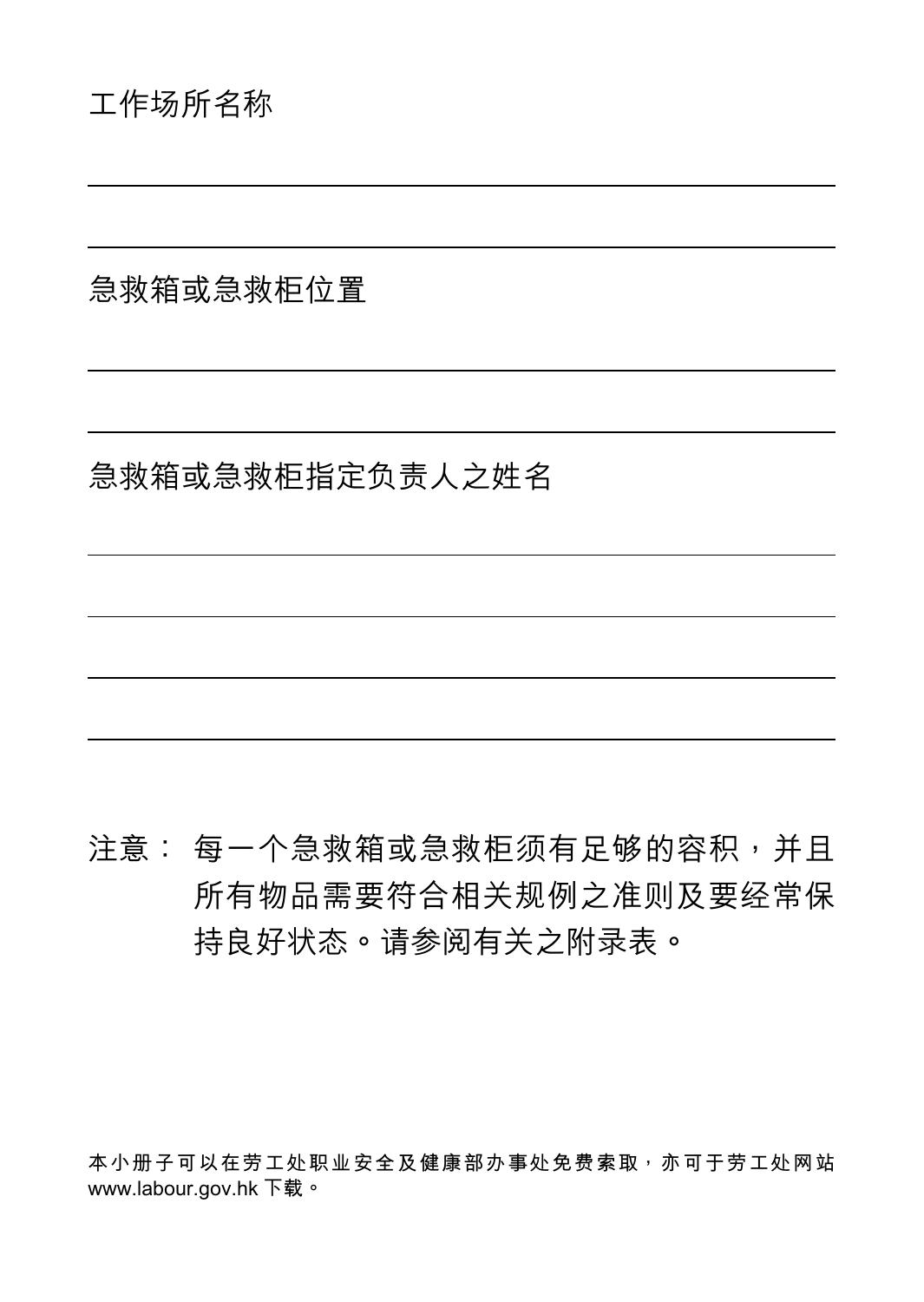工作场所名称

\_\_\_\_\_\_\_\_\_\_\_\_\_\_\_\_\_\_\_\_\_\_\_\_\_\_\_\_\_\_\_\_\_\_\_\_\_\_\_\_

\_\_\_\_\_\_\_\_\_\_\_\_\_\_\_\_\_\_\_\_\_\_\_\_\_\_\_\_\_\_\_\_\_\_\_\_\_\_\_\_

急救箱或急救柜位置

\_\_\_\_\_\_\_\_\_\_\_\_\_\_\_\_\_\_\_\_\_\_\_\_\_\_\_\_\_\_\_\_\_\_\_\_\_\_\_\_

\_\_\_\_\_\_\_\_\_\_\_\_\_\_\_\_\_\_\_\_\_\_\_\_\_\_\_\_\_\_\_\_\_\_\_\_\_\_\_\_

急救箱或急救柜指定负责人之姓名

\_\_\_\_\_\_\_\_\_\_\_\_\_\_\_\_\_\_\_\_\_\_\_\_\_\_\_\_\_\_\_\_\_\_\_\_\_\_\_\_

\_\_\_\_\_\_\_\_\_\_\_\_\_\_\_\_\_\_\_\_\_\_\_\_\_\_\_\_\_\_\_\_\_\_\_\_\_\_\_\_

\_\_\_\_\_\_\_\_\_\_\_\_\_\_\_\_\_\_\_\_\_\_\_\_\_\_\_\_\_\_\_\_\_\_\_\_\_\_\_\_

\_\_\_\_\_\_\_\_\_\_\_\_\_\_\_\_\_\_\_\_\_\_\_\_\_\_\_\_\_\_\_\_\_\_\_\_\_\_\_\_

注意： 每一个急救箱或急救柜须有足够的容积，并且所有物品需要符合相关规例之准则及要经常保持良好状态。请参阅有关之附录表。

本小册子可以在劳工处职业安全及健康部办事处免费索取，亦可于劳工处网站 www.labour.gov.hk 下载。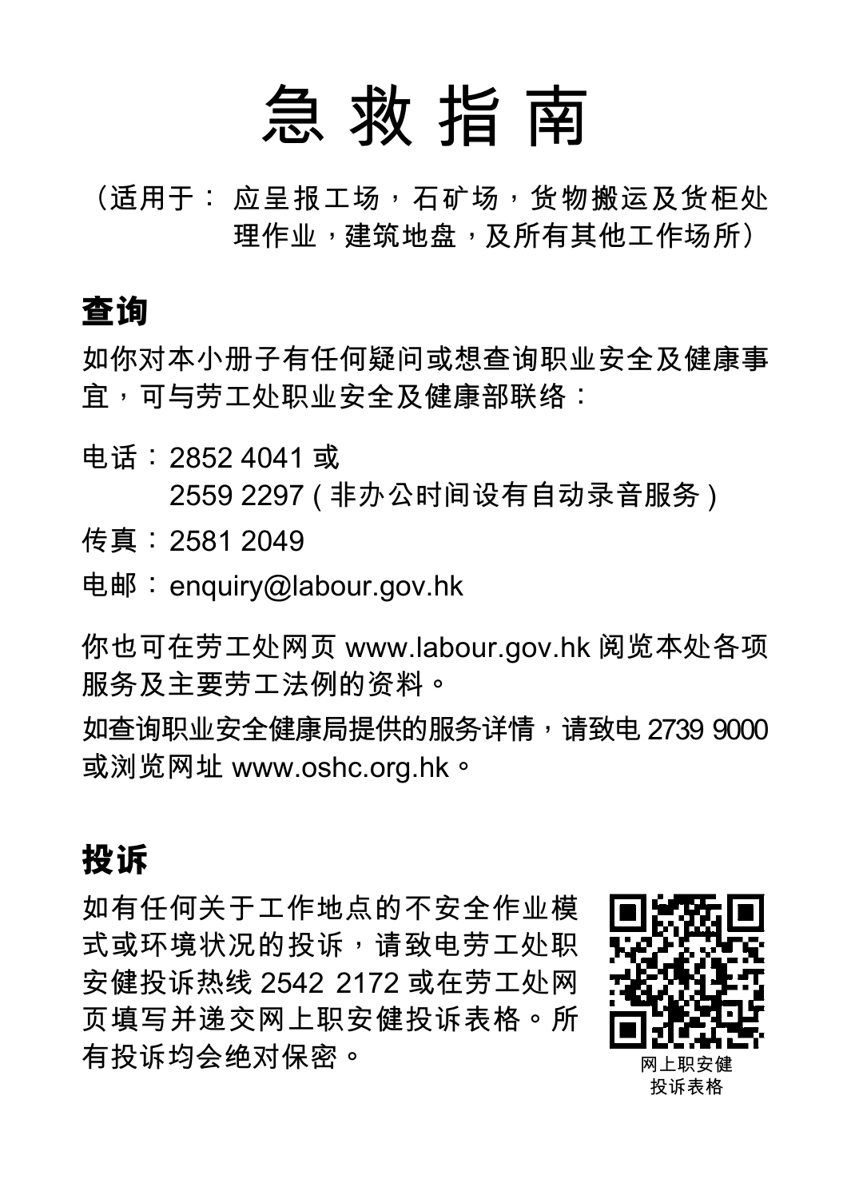# 急救指南

（适用于：应呈报工场，石矿场，货物搬运及货柜处理作业，建筑地盘，及所有其他工作场所）

## 查询

如你对本小册子有任何疑问或想查询职业安全及健康事宜，可与劳工处职业安全及健康部联络：

电话：2852 4041 或
2559 2297 (非办公时间设有自动录音服务)

传真：2581 2049

电邮：enquiry@labour.gov.hk

你也可在劳工处网页 www.labour.gov.hk 阅览本处各项服务及主要劳工法例的资料。

如查询职业安全健康局提供的服务详情，请致电 2739 9000 或浏览网址 www.oshc.org.hk。

## 投诉

如有任何关于工作地点的不安全作业模式或环境状况的投诉，请致电劳工处职安健投诉热线 2542 2172 或在劳工处网页填写并递交网上职安健投诉表格。所有投诉均会绝对保密。

网上职安健投诉表格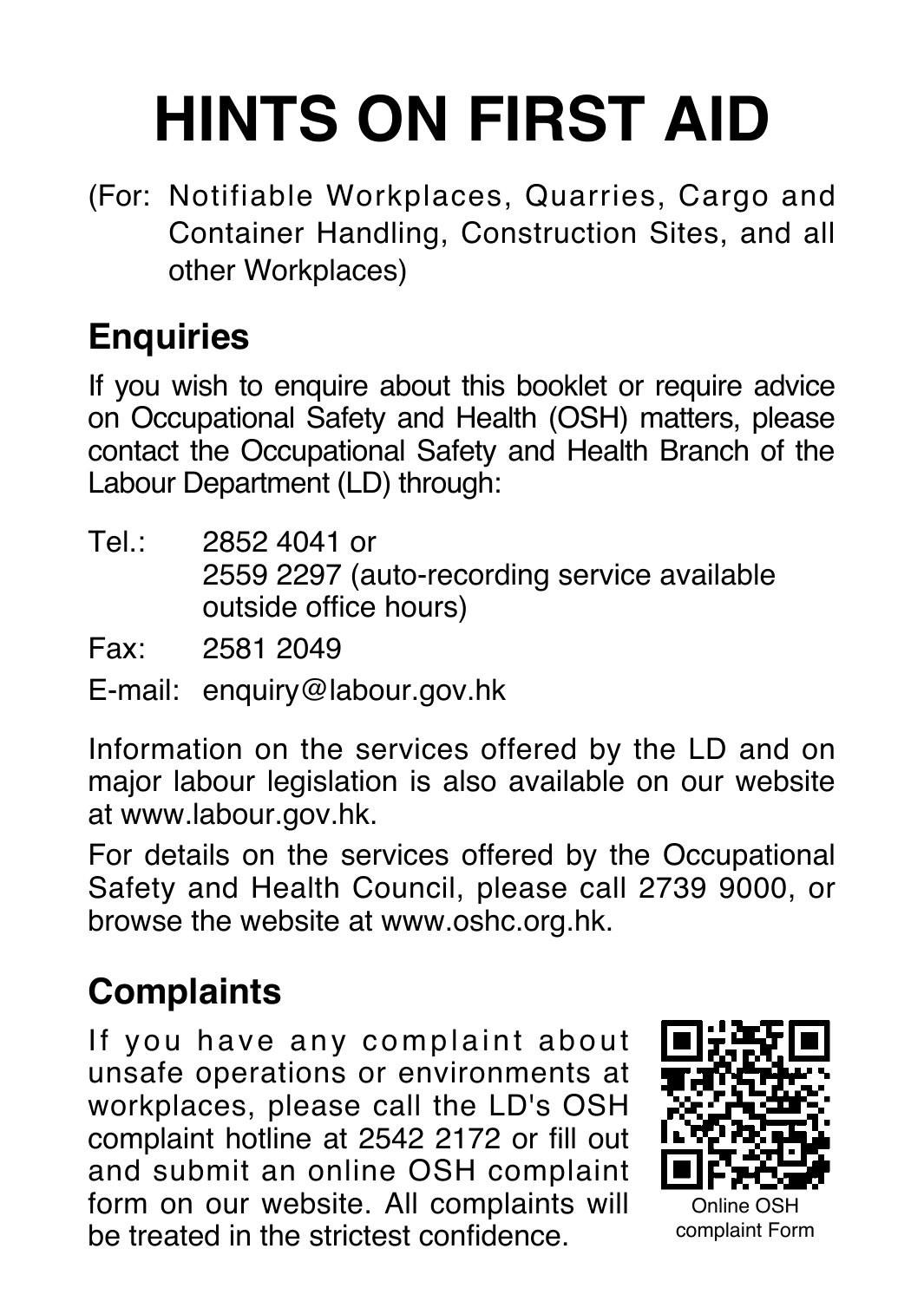# HINTS ON FIRST AID

(For: Notifiable Workplaces, Quarries, Cargo and Container Handling, Construction Sites, and all other Workplaces)

## Enquiries

If you wish to enquire about this booklet or require advice on Occupational Safety and Health (OSH) matters, please contact the Occupational Safety and Health Branch of the Labour Department (LD) through:

Tel.: 2852 4041 or
2559 2297 (auto-recording service available outside office hours)

Fax: 2581 2049

E-mail: enquiry@labour.gov.hk

Information on the services offered by the LD and on major labour legislation is also available on our website at www.labour.gov.hk.

For details on the services offered by the Occupational Safety and Health Council, please call 2739 9000, or browse the website at www.oshc.org.hk.

## Complaints

If you have any complaint about unsafe operations or environments at workplaces, please call the LD's OSH complaint hotline at 2542 2172 or fill out and submit an online OSH complaint form on our website. All complaints will be treated in the strictest confidence.

Online OSH complaint Form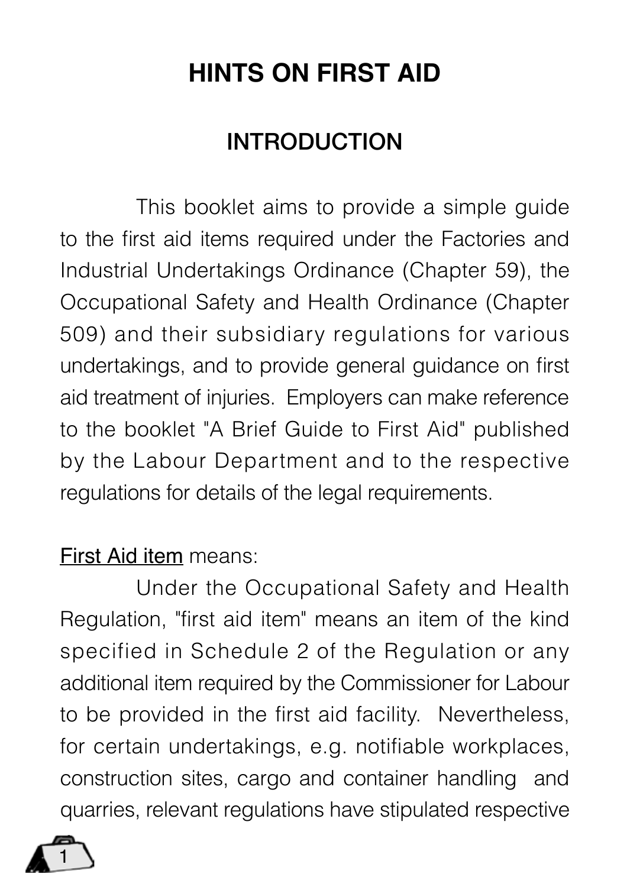# HINTS ON FIRST AID

## INTRODUCTION

This booklet aims to provide a simple guide to the first aid items required under the Factories and Industrial Undertakings Ordinance (Chapter 59), the Occupational Safety and Health Ordinance (Chapter 509) and their subsidiary regulations for various undertakings, and to provide general guidance on first aid treatment of injuries. Employers can make reference to the booklet "A Brief Guide to First Aid" published by the Labour Department and to the respective regulations for details of the legal requirements.

<u>First Aid item</u> means:

Under the Occupational Safety and Health Regulation, "first aid item" means an item of the kind specified in Schedule 2 of the Regulation or any additional item required by the Commissioner for Labour to be provided in the first aid facility. Nevertheless, for certain undertakings, e.g. notifiable workplaces, construction sites, cargo and container handling and quarries, relevant regulations have stipulated respective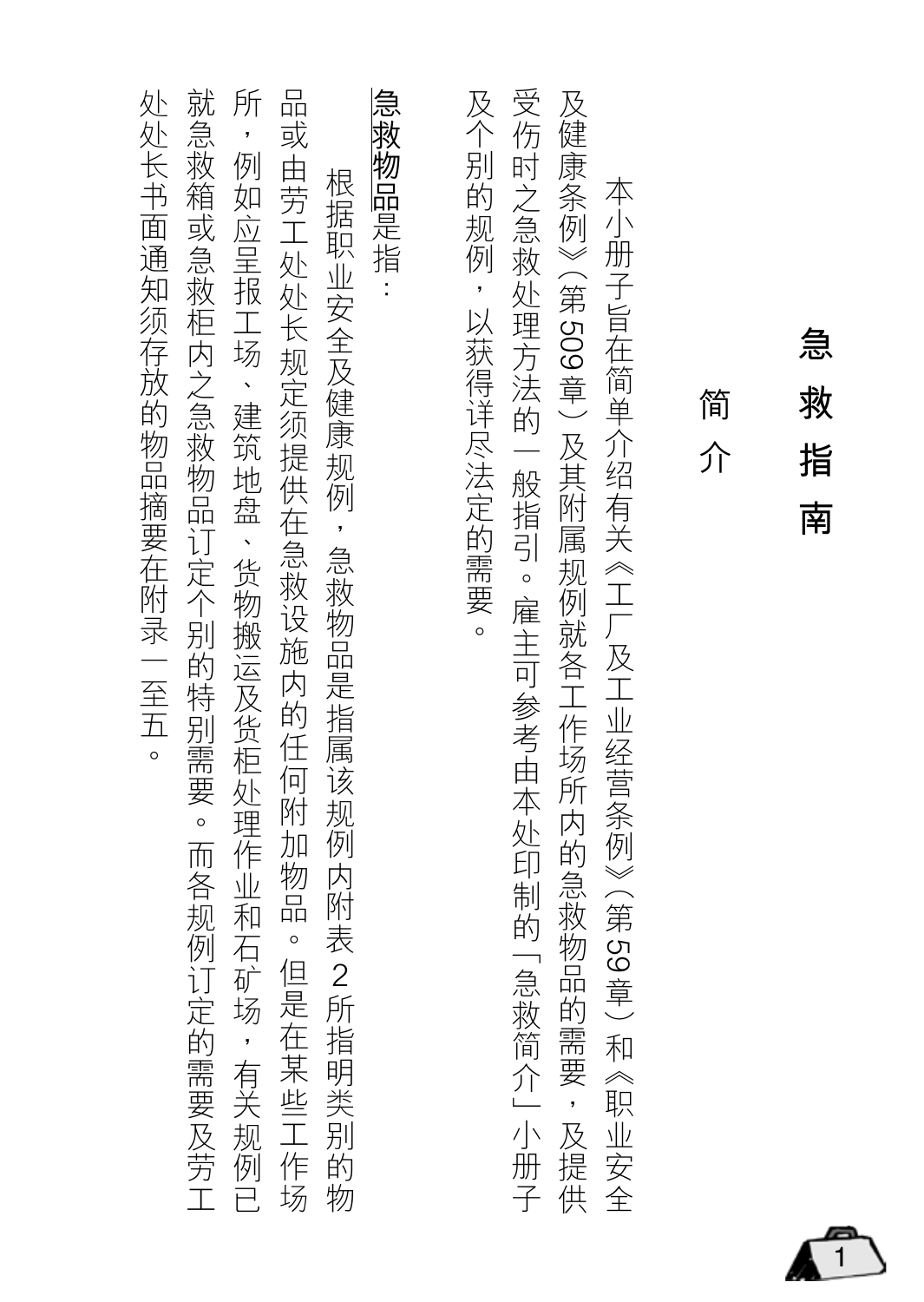# 急救指南

## 简介

本小册子旨在简单介绍有关《工厂及工业经营条例》(第59章)和《职业安全及健康条例》(第509章)及其附属规例就各工作场所内的急救物品的需要，及提供受伤时之急救处理方法的一般指引。雇主可参考由本处印制的「急救简介」小册子及个别的规例，以获得详尽法定的需要。

**急救物品**是指：

根据职业安全及健康规例，急救物品是指属该规例内附表2所指明类别的物品或由劳工处处长规定须提供在急救设施内的任何附加物品。但是在某些工作场所，例如应呈报工场、建筑地盘、货物搬运及货柜处理作业和石矿场，有关规例已就急救箱或急救柜内之急救物品订定个别的特别需要。而各规例订定的需要及劳工处处长书面通知须存放的物品摘要在附录一至五。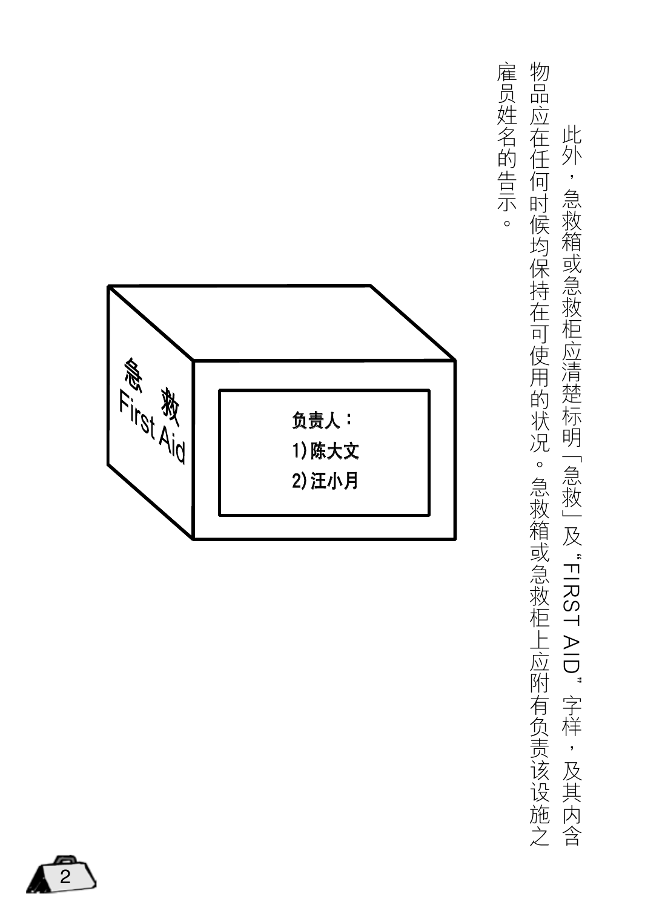此外，急救箱或急救柜应清楚标明「急救」及"FIRST AID"字样，及其内含物品应在任何时候均保持在可使用的状况。急救箱或急救柜上应附有负责该设施之雇员姓名的告示。

急　救
First Aid

负责人：
1) 陈大文
2) 汪小月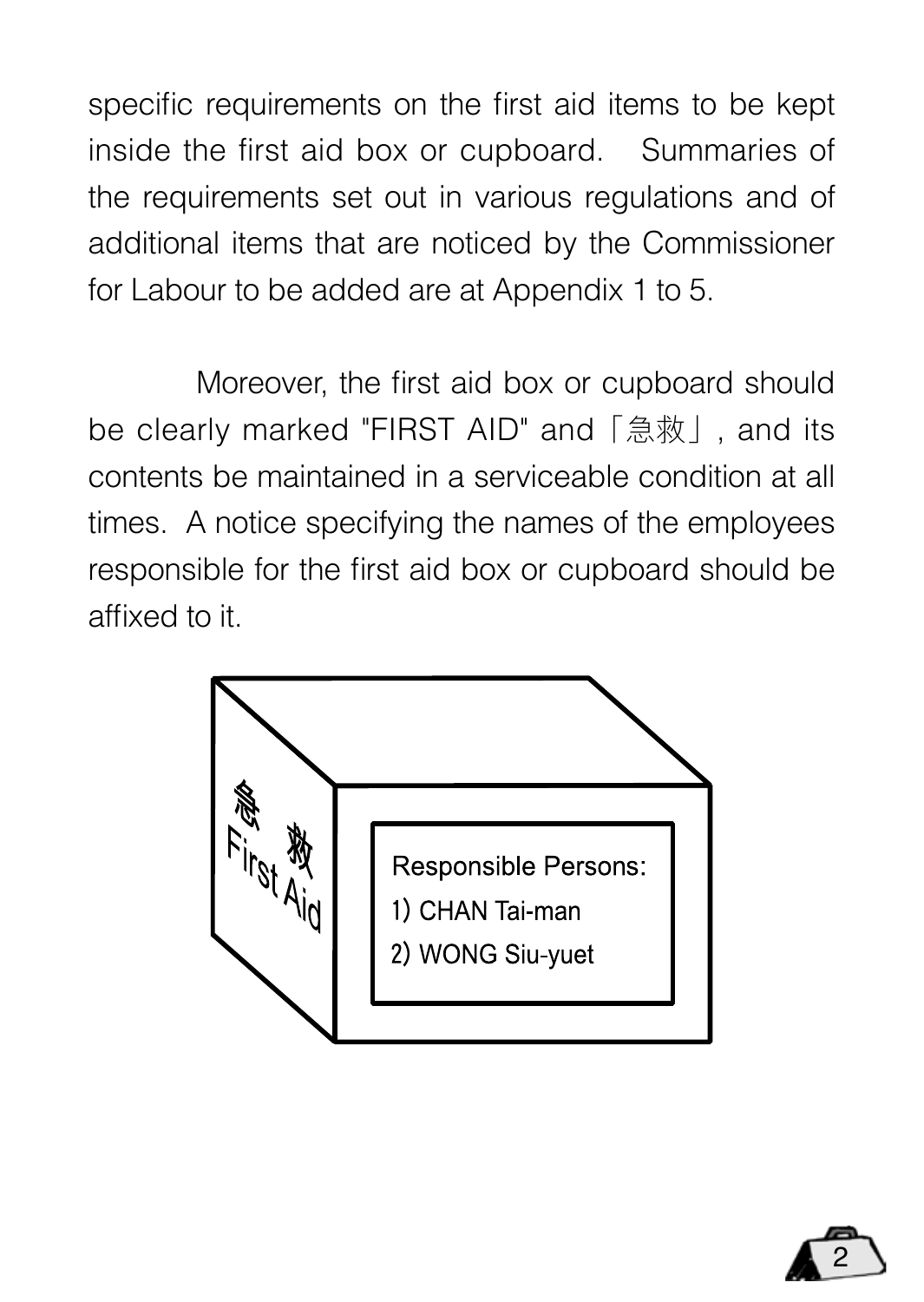specific requirements on the first aid items to be kept inside the first aid box or cupboard. Summaries of the requirements set out in various regulations and of additional items that are noticed by the Commissioner for Labour to be added are at Appendix 1 to 5.

Moreover, the first aid box or cupboard should be clearly marked "FIRST AID" and「急救」, and its contents be maintained in a serviceable condition at all times. A notice specifying the names of the employees responsible for the first aid box or cupboard should be affixed to it.

急 救
First Aid

Responsible Persons:
1) CHAN Tai-man
2) WONG Siu-yuet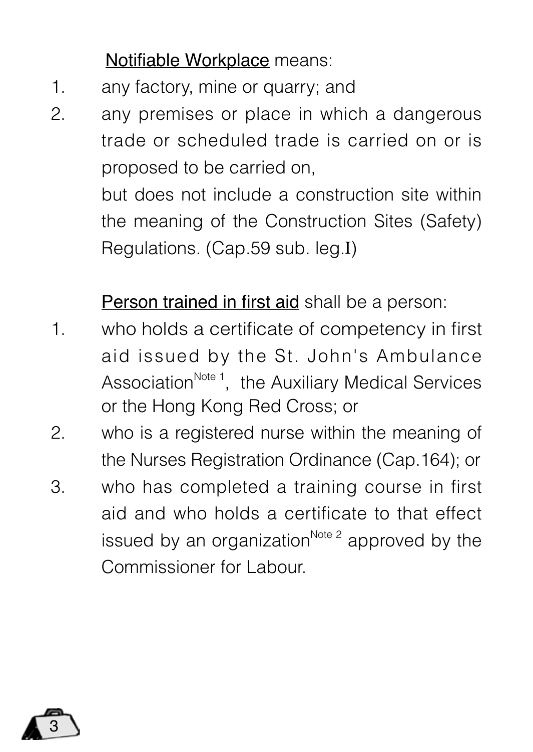<u>Notifiable Workplace</u> means:

1. any factory, mine or quarry; and
2. any premises or place in which a dangerous trade or scheduled trade is carried on or is proposed to be carried on,

   but does not include a construction site within the meaning of the Construction Sites (Safety) Regulations. (Cap.59 sub. leg.I)

<u>Person trained in first aid</u> shall be a person:

1. who holds a certificate of competency in first aid issued by the St. John's Ambulance Association[Note 1], the Auxiliary Medical Services or the Hong Kong Red Cross; or
2. who is a registered nurse within the meaning of the Nurses Registration Ordinance (Cap.164); or
3. who has completed a training course in first aid and who holds a certificate to that effect issued by an organization[Note 2] approved by the Commissioner for Labour.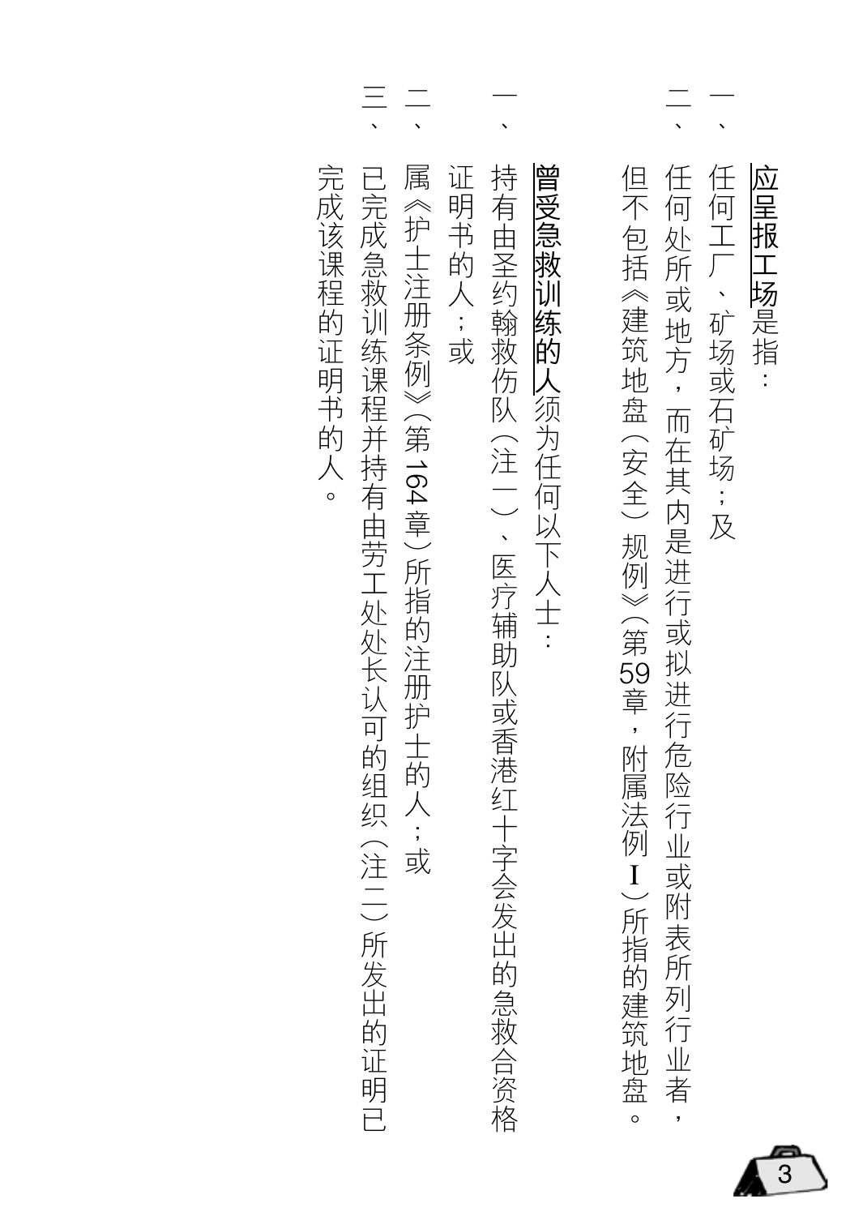**应呈报工场**是指：

一、任何工厂、矿场或石矿场；及

二、任何处所或地方，而在其内是进行或拟进行危险行业或附表所列行业者，但不包括《建筑地盘（安全）规例》（第59章，附属法例I）所指的建筑地盘。

**曾受急救训练的人**须为任何以下人士：

一、持有由圣约翰救伤队（注一）、医疗辅助队或香港红十字会发出的急救合资格证明书的人；或

二、属《护士注册条例》（第164章）所指的注册护士的人；或

三、已完成急救训练课程并持有由劳工处处长认可的组织（注二）所发出的证明已完成该课程的证明书的人。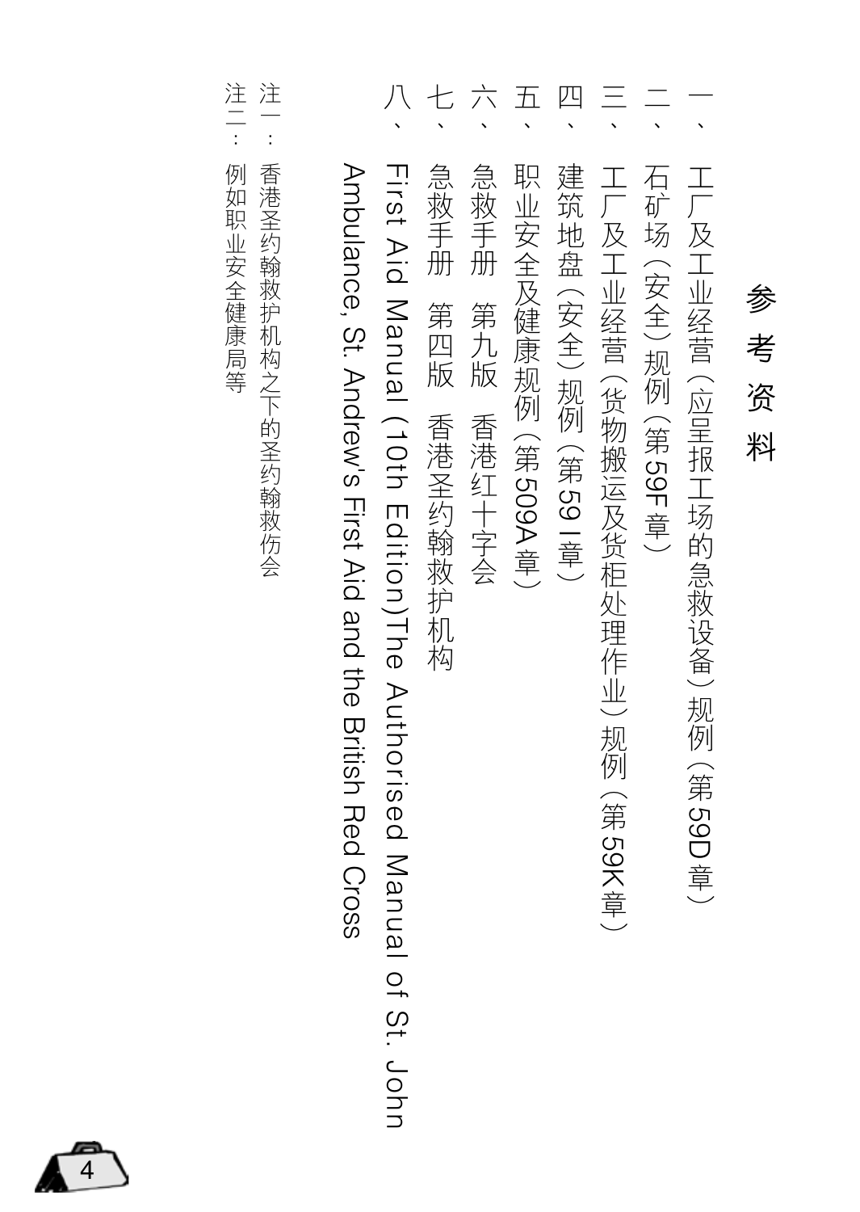# 参考资料

一、工厂及工业经营（应呈报工场的急救设备）规例（第59D章）

二、石矿场（安全）规例（第59F章）

三、工厂及工业经营（货物搬运及货柜处理作业）规例（第59K章）

四、建筑地盘（安全）规例（第59I章）

五、职业安全及健康规例（第509A章）

六、急救手册　第九版　香港红十字会

七、急救手册　第四版　香港圣约翰救护机构

八、First Aid Manual (10th Edition)The Authorised Manual of St. John Ambulance, St. Andrew's First Aid and the British Red Cross

注一：香港圣约翰救护机构之下的圣约翰救伤会

注二：例如职业安全健康局等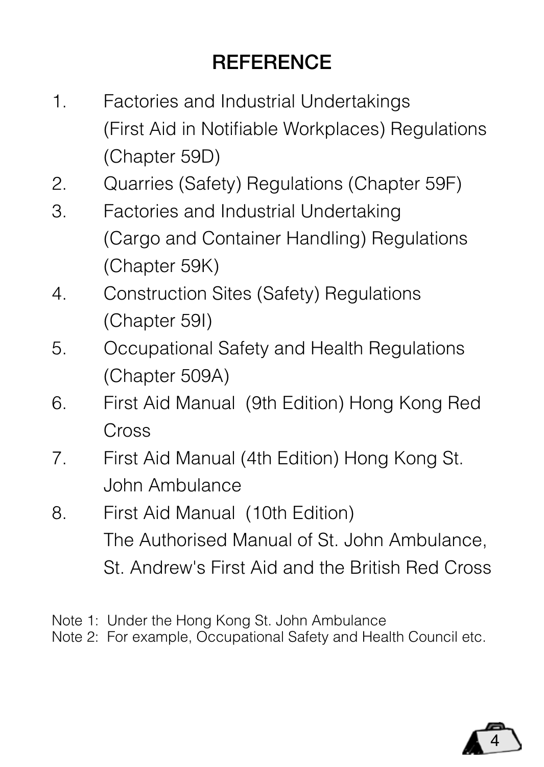# REFERENCE

1. Factories and Industrial Undertakings (First Aid in Notifiable Workplaces) Regulations (Chapter 59D)
2. Quarries (Safety) Regulations (Chapter 59F)
3. Factories and Industrial Undertaking (Cargo and Container Handling) Regulations (Chapter 59K)
4. Construction Sites (Safety) Regulations (Chapter 59I)
5. Occupational Safety and Health Regulations (Chapter 509A)
6. First Aid Manual (9th Edition) Hong Kong Red Cross
7. First Aid Manual (4th Edition) Hong Kong St. John Ambulance
8. First Aid Manual (10th Edition) The Authorised Manual of St. John Ambulance, St. Andrew's First Aid and the British Red Cross

Note 1: Under the Hong Kong St. John Ambulance
Note 2: For example, Occupational Safety and Health Council etc.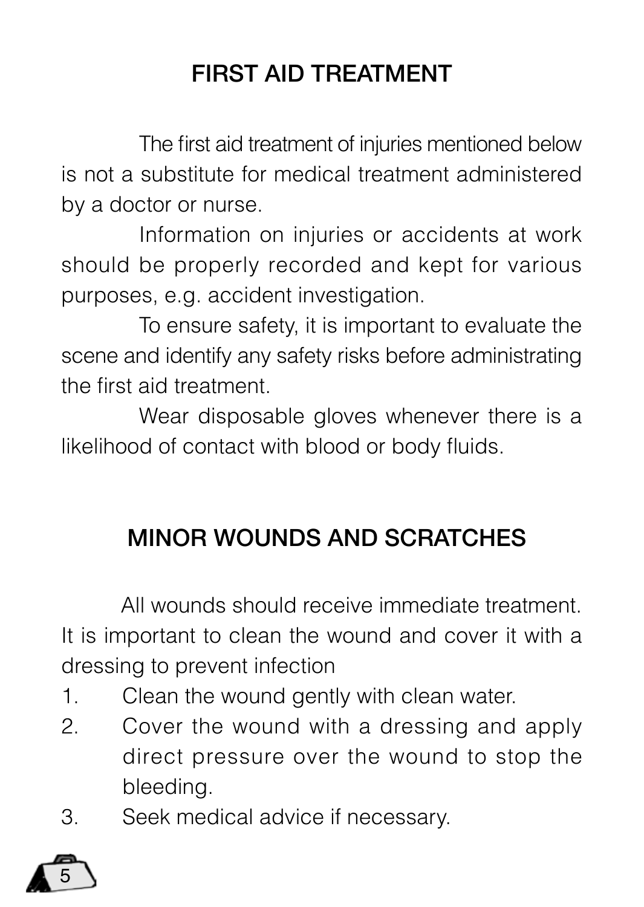# FIRST AID TREATMENT

The first aid treatment of injuries mentioned below is not a substitute for medical treatment administered by a doctor or nurse.

Information on injuries or accidents at work should be properly recorded and kept for various purposes, e.g. accident investigation.

To ensure safety, it is important to evaluate the scene and identify any safety risks before administrating the first aid treatment.

Wear disposable gloves whenever there is a likelihood of contact with blood or body fluids.

# MINOR WOUNDS AND SCRATCHES

All wounds should receive immediate treatment. It is important to clean the wound and cover it with a dressing to prevent infection

1. Clean the wound gently with clean water.
2. Cover the wound with a dressing and apply direct pressure over the wound to stop the bleeding.
3. Seek medical advice if necessary.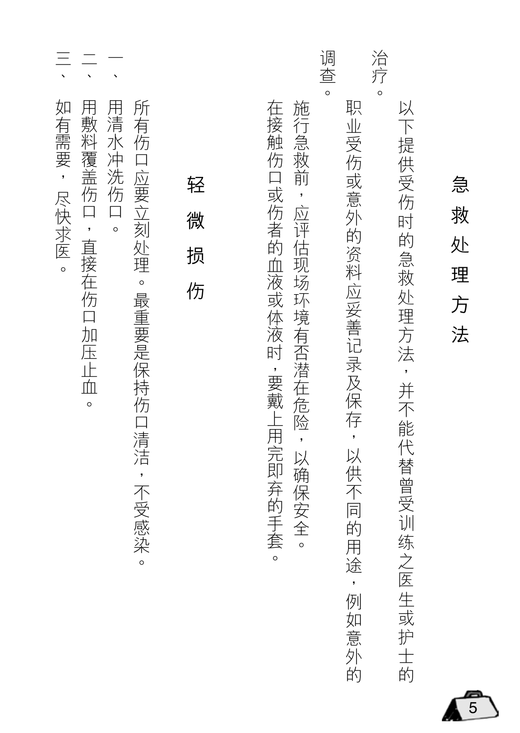# 急救处理方法

以下提供受伤时的急救处理方法，并不能代替曾受训练之医生或护士的治疗。

职业受伤或意外的资料应妥善记录及保存，以供不同的用途，例如意外的调查。

施行急救前，应评估现场环境有否潜在危险，以确保安全。

在接触伤口或伤者的血液或体液时，要戴上用完即弃的手套。

## 轻微损伤

所有伤口应要立刻处理。最重要是保持伤口清洁，不受感染。

一、用清水冲洗伤口。

二、用敷料覆盖伤口，直接在伤口加压止血。

三、如有需要，尽快求医。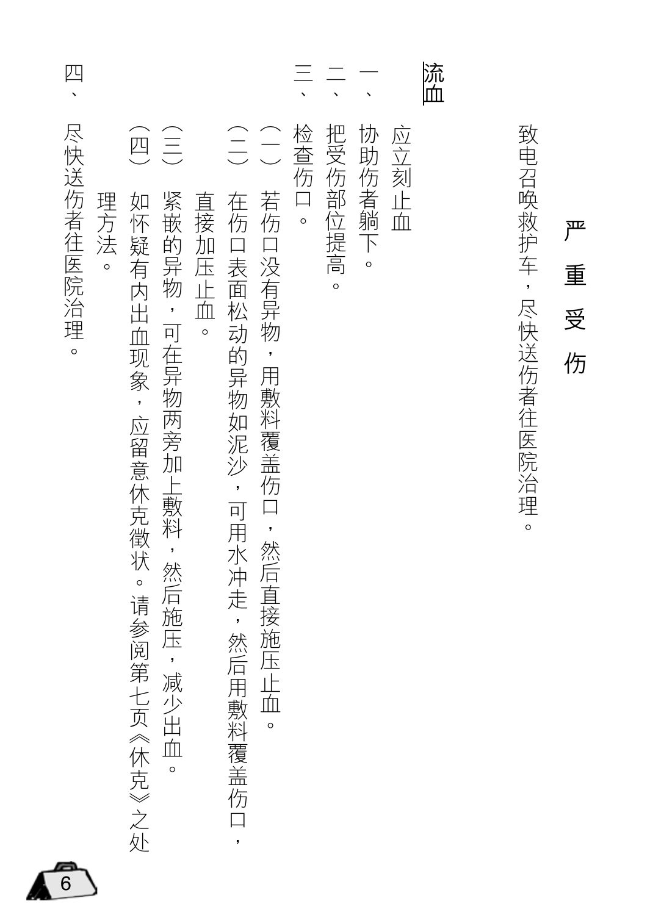**严重受伤**

致电召唤救护车，尽快送伤者往医院治理。

## 流血

应立刻止血

一、协助伤者躺下。

二、把受伤部位提高。

三、检查伤口。

（一）若伤口没有异物，用敷料覆盖伤口，然后直接施压止血。

（二）在伤口表面松动的异物如泥沙，可用水冲走，然后用敷料覆盖伤口，直接加压止血。

（三）紧嵌的异物，可在异物两旁加上敷料，然后施压，减少出血。

（四）如怀疑有内出血现象，应留意休克徵状。请参阅第七页《休克》之处理方法。

四、尽快送伤者往医院治理。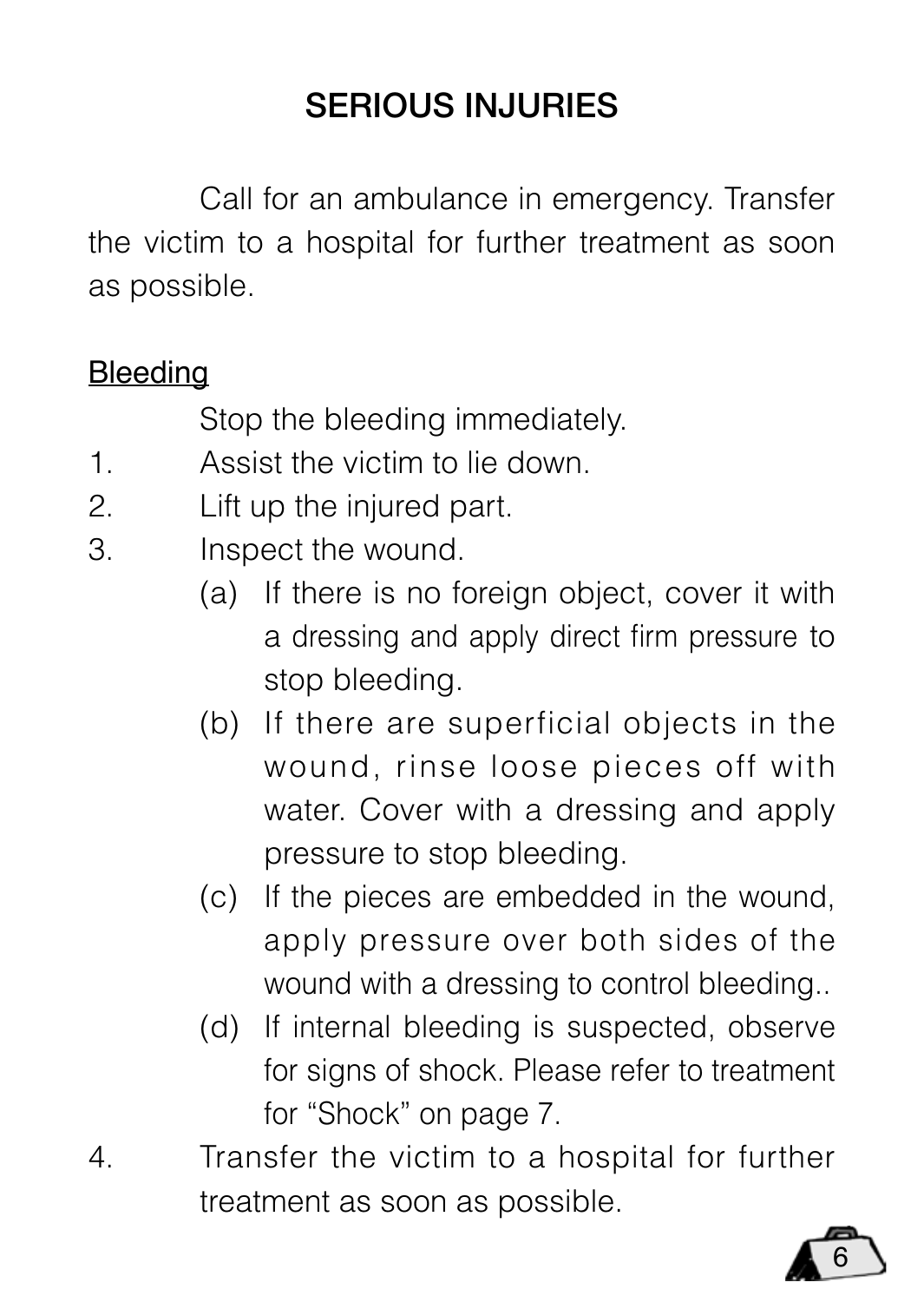# SERIOUS INJURIES

Call for an ambulance in emergency. Transfer the victim to a hospital for further treatment as soon as possible.

## Bleeding

Stop the bleeding immediately.

1. Assist the victim to lie down.
2. Lift up the injured part.
3. Inspect the wound.
   (a) If there is no foreign object, cover it with a dressing and apply direct firm pressure to stop bleeding.
   (b) If there are superficial objects in the wound, rinse loose pieces off with water. Cover with a dressing and apply pressure to stop bleeding.
   (c) If the pieces are embedded in the wound, apply pressure over both sides of the wound with a dressing to control bleeding..
   (d) If internal bleeding is suspected, observe for signs of shock. Please refer to treatment for "Shock" on page 7.
4. Transfer the victim to a hospital for further treatment as soon as possible.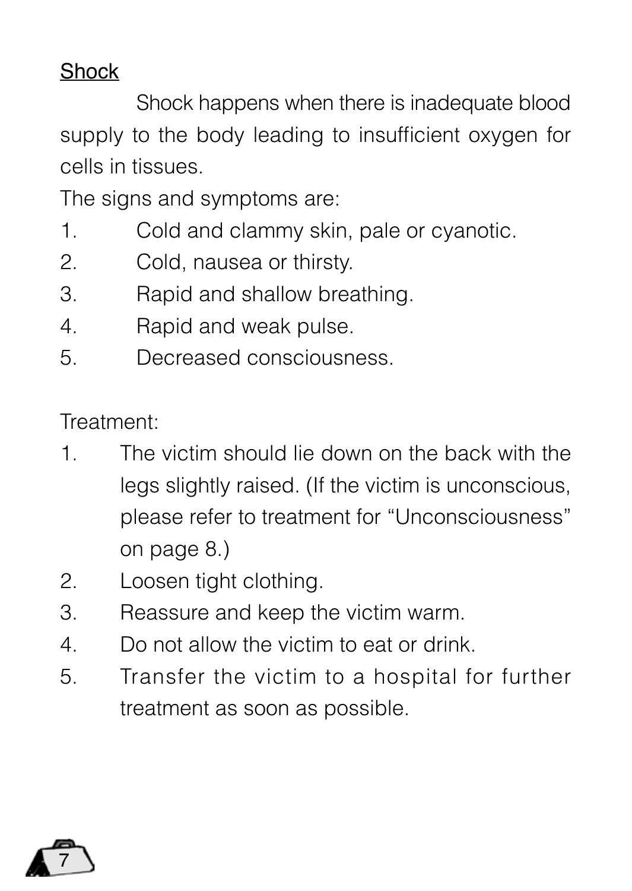## Shock

Shock happens when there is inadequate blood supply to the body leading to insufficient oxygen for cells in tissues.

The signs and symptoms are:

1. Cold and clammy skin, pale or cyanotic.
2. Cold, nausea or thirsty.
3. Rapid and shallow breathing.
4. Rapid and weak pulse.
5. Decreased consciousness.

Treatment:

1. The victim should lie down on the back with the legs slightly raised. (If the victim is unconscious, please refer to treatment for "Unconsciousness" on page 8.)
2. Loosen tight clothing.
3. Reassure and keep the victim warm.
4. Do not allow the victim to eat or drink.
5. Transfer the victim to a hospital for further treatment as soon as possible.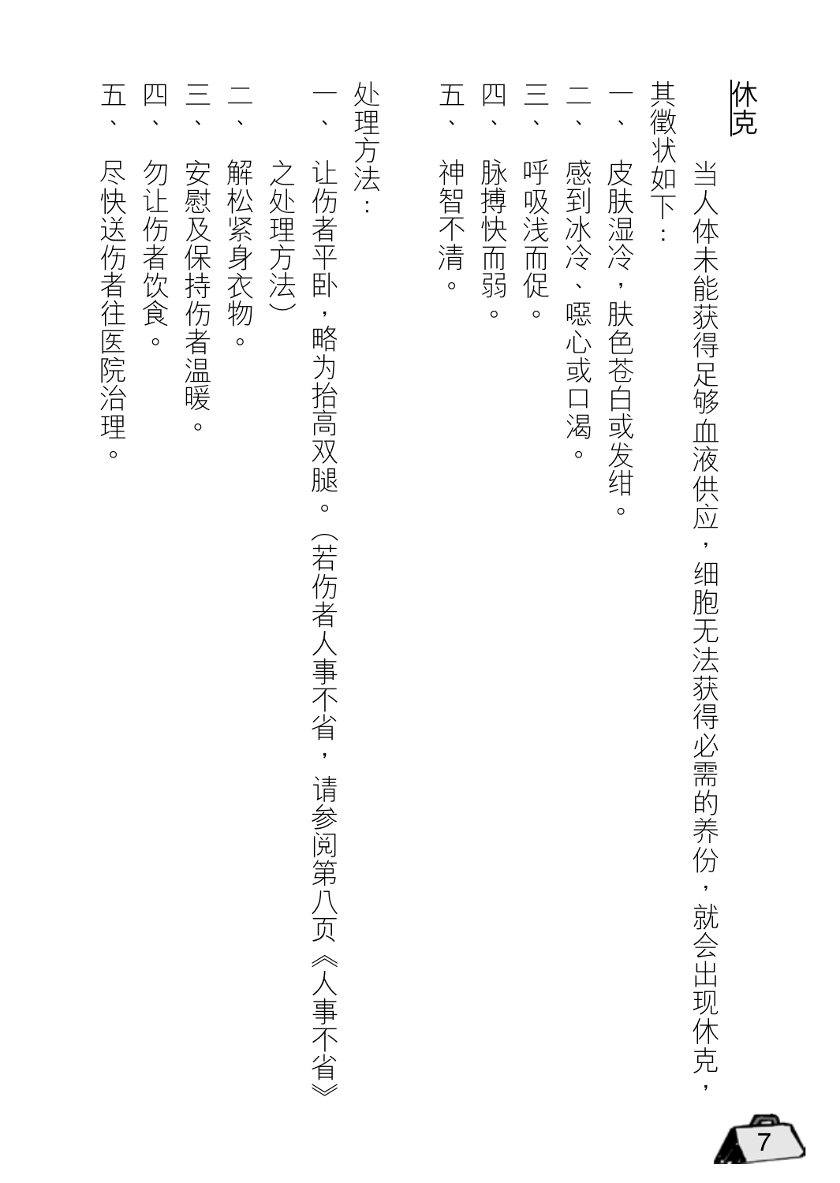## 休克

当人体未能获得足够血液供应，细胞无法获得必需的养份，就会出现休克，其徵状如下：

一、皮肤湿冷，肤色苍白或发绀。
二、感到冰冷、嗯心或口渴。
三、呼吸浅而促。
四、脉搏快而弱。
五、神智不清。

处理方法：

一、让伤者平卧，略为抬高双腿。(若伤者人事不省，请参阅第八页《人事不省》之处理方法)
二、解松紧身衣物。
三、安慰及保持伤者温暖。
四、勿让伤者饮食。
五、尽快送伤者往医院治理。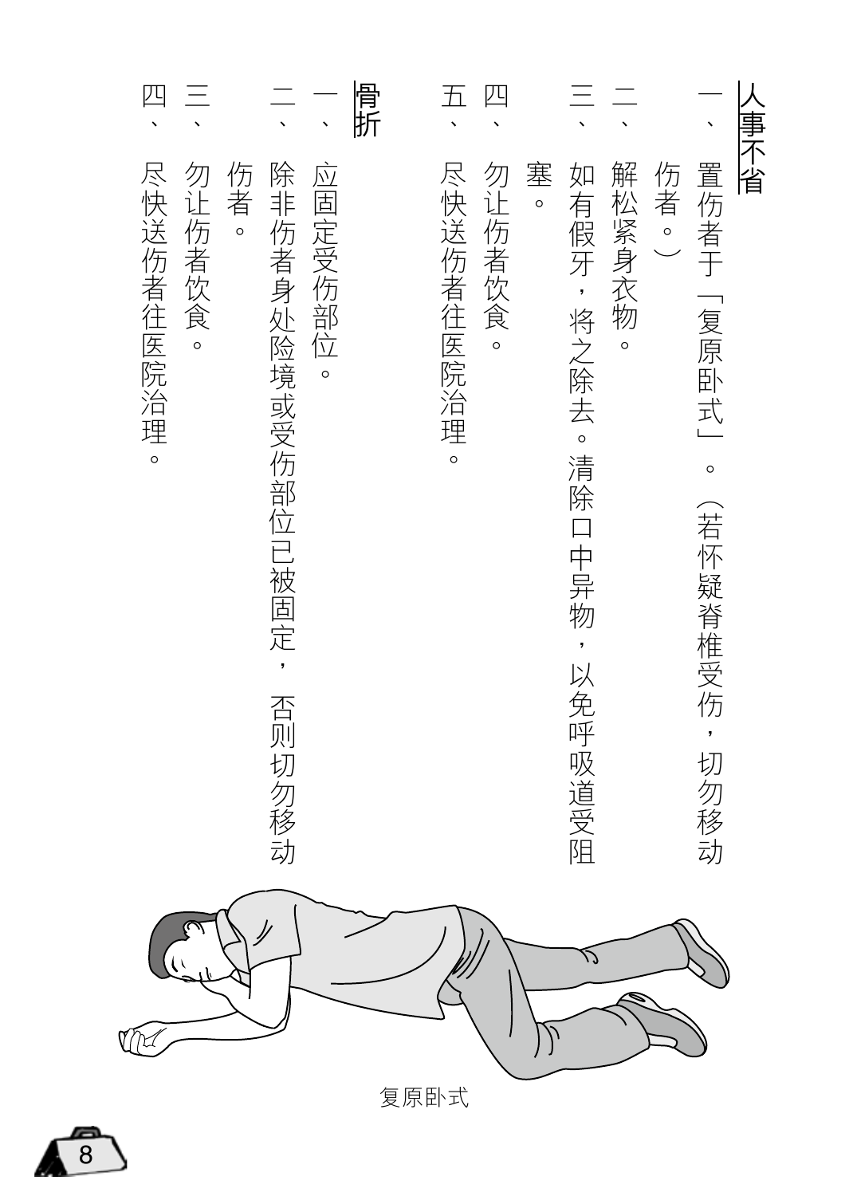## 人事不省

一、置伤者于「复原卧式」。（若怀疑脊椎受伤，切勿移动伤者。）

二、解松紧身衣物。

三、如有假牙，将之除去。清除口中异物，以免呼吸道受阻塞。

四、勿让伤者饮食。

五、尽快送伤者往医院治理。

## 骨折

一、应固定受伤部位。

二、除非伤者身处险境或受伤部位已被固定，否则切勿移动伤者。

三、勿让伤者饮食。

四、尽快送伤者往医院治理。

复原卧式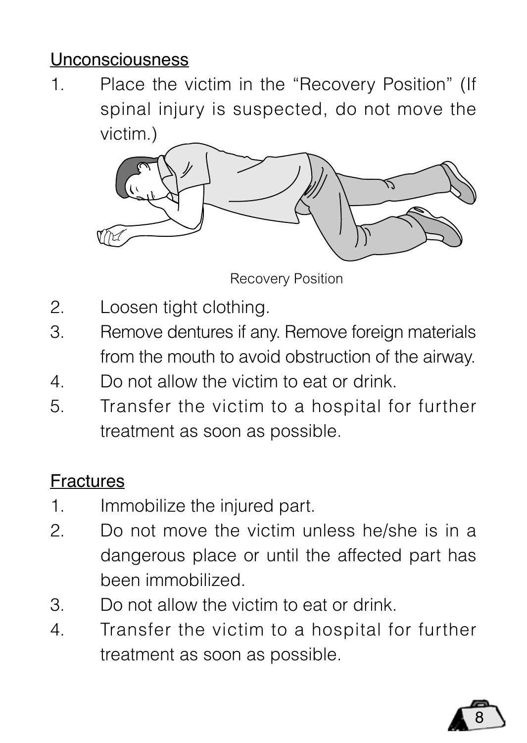## Unconsciousness

1. Place the victim in the "Recovery Position" (If spinal injury is suspected, do not move the victim.)

Recovery Position

2. Loosen tight clothing.
3. Remove dentures if any. Remove foreign materials from the mouth to avoid obstruction of the airway.
4. Do not allow the victim to eat or drink.
5. Transfer the victim to a hospital for further treatment as soon as possible.

## Fractures

1. Immobilize the injured part.
2. Do not move the victim unless he/she is in a dangerous place or until the affected part has been immobilized.
3. Do not allow the victim to eat or drink.
4. Transfer the victim to a hospital for further treatment as soon as possible.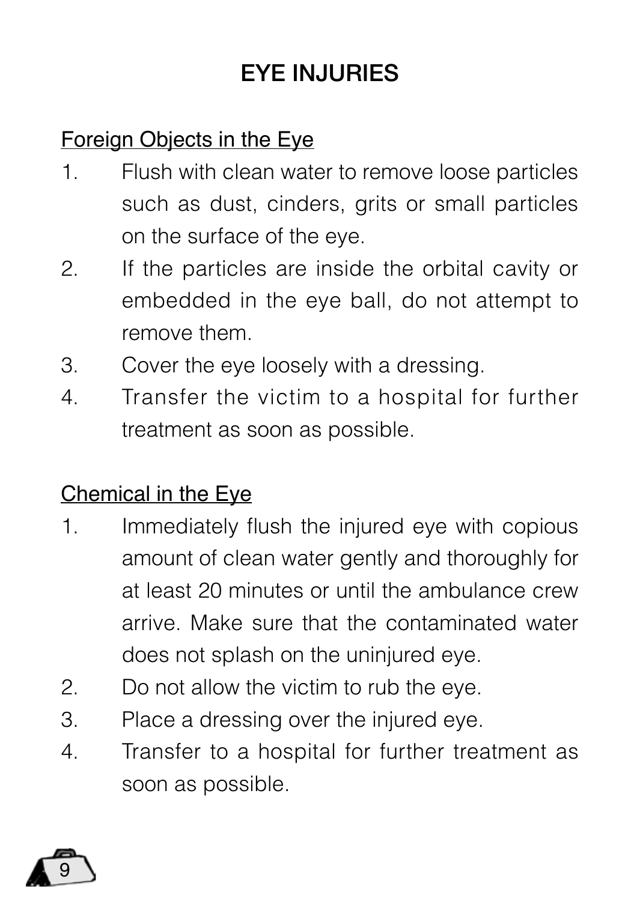# EYE INJURIES

## Foreign Objects in the Eye

1. Flush with clean water to remove loose particles such as dust, cinders, grits or small particles on the surface of the eye.
2. If the particles are inside the orbital cavity or embedded in the eye ball, do not attempt to remove them.
3. Cover the eye loosely with a dressing.
4. Transfer the victim to a hospital for further treatment as soon as possible.

## Chemical in the Eye

1. Immediately flush the injured eye with copious amount of clean water gently and thoroughly for at least 20 minutes or until the ambulance crew arrive. Make sure that the contaminated water does not splash on the uninjured eye.
2. Do not allow the victim to rub the eye.
3. Place a dressing over the injured eye.
4. Transfer to a hospital for further treatment as soon as possible.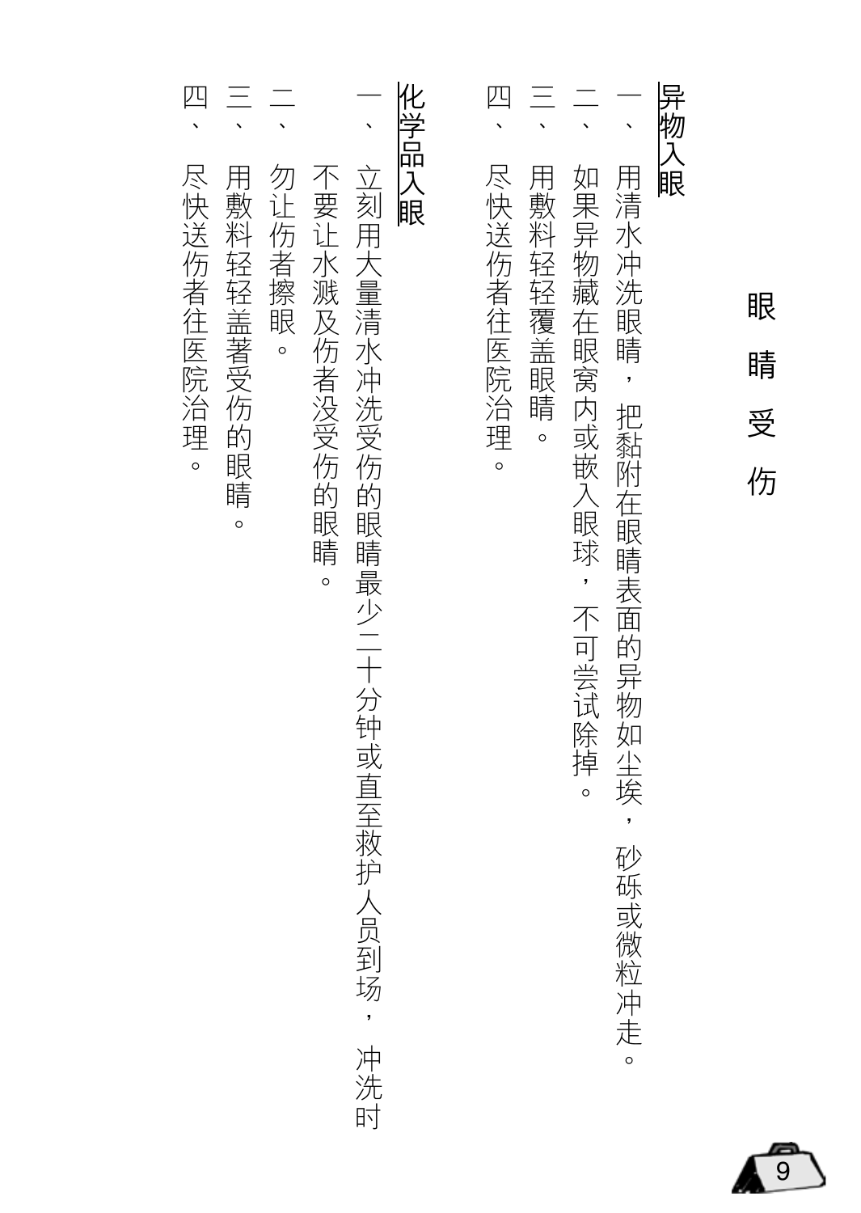# 眼睛受伤

## 异物入眼

一、用清水冲洗眼睛，把黏附在眼睛表面的异物如尘埃，砂砾或微粒冲走。

二、如果异物藏在眼窝内或嵌入眼球，不可尝试除掉。

三、用敷料轻轻覆盖眼睛。

四、尽快送伤者往医院治理。

## 化学品入眼

一、立刻用大量清水冲洗受伤的眼睛最少二十分钟或直至救护人员到场，冲洗时不要让水溅及伤者没受伤的眼睛。

二、勿让伤者擦眼。

三、用敷料轻轻盖著受伤的眼睛。

四、尽快送伤者往医院治理。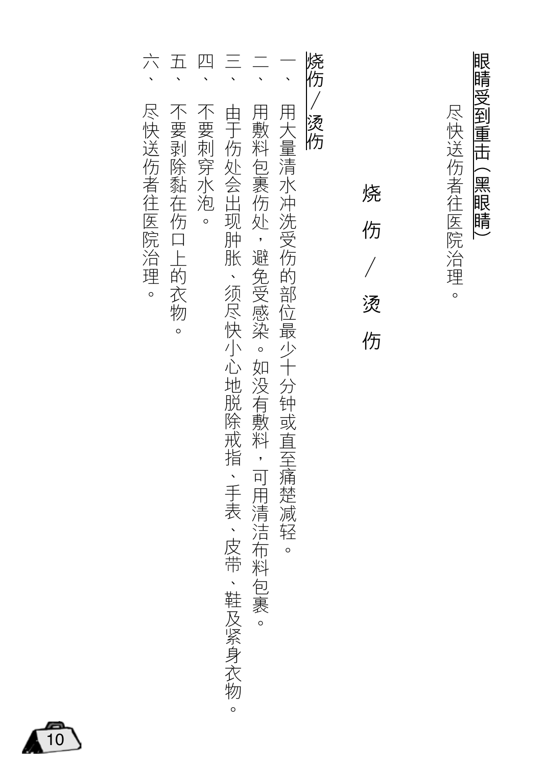## 眼睛受到重击(黑眼睛)

尽快送伤者往医院治理。

# 烧伤/烫伤

## 烧伤/烫伤

一、用大量清水冲洗受伤的部位最少十分钟或直至痛楚减轻。

二、用敷料包裹伤处,避免受感染。如没有敷料,可用清洁布料包裹。

三、由于伤处会出现肿胀、须尽快小心地脱除戒指、手表、皮带、鞋及紧身衣物。

四、不要刺穿水泡。

五、不要剥除黏在伤口上的衣物。

六、尽快送伤者往医院治理。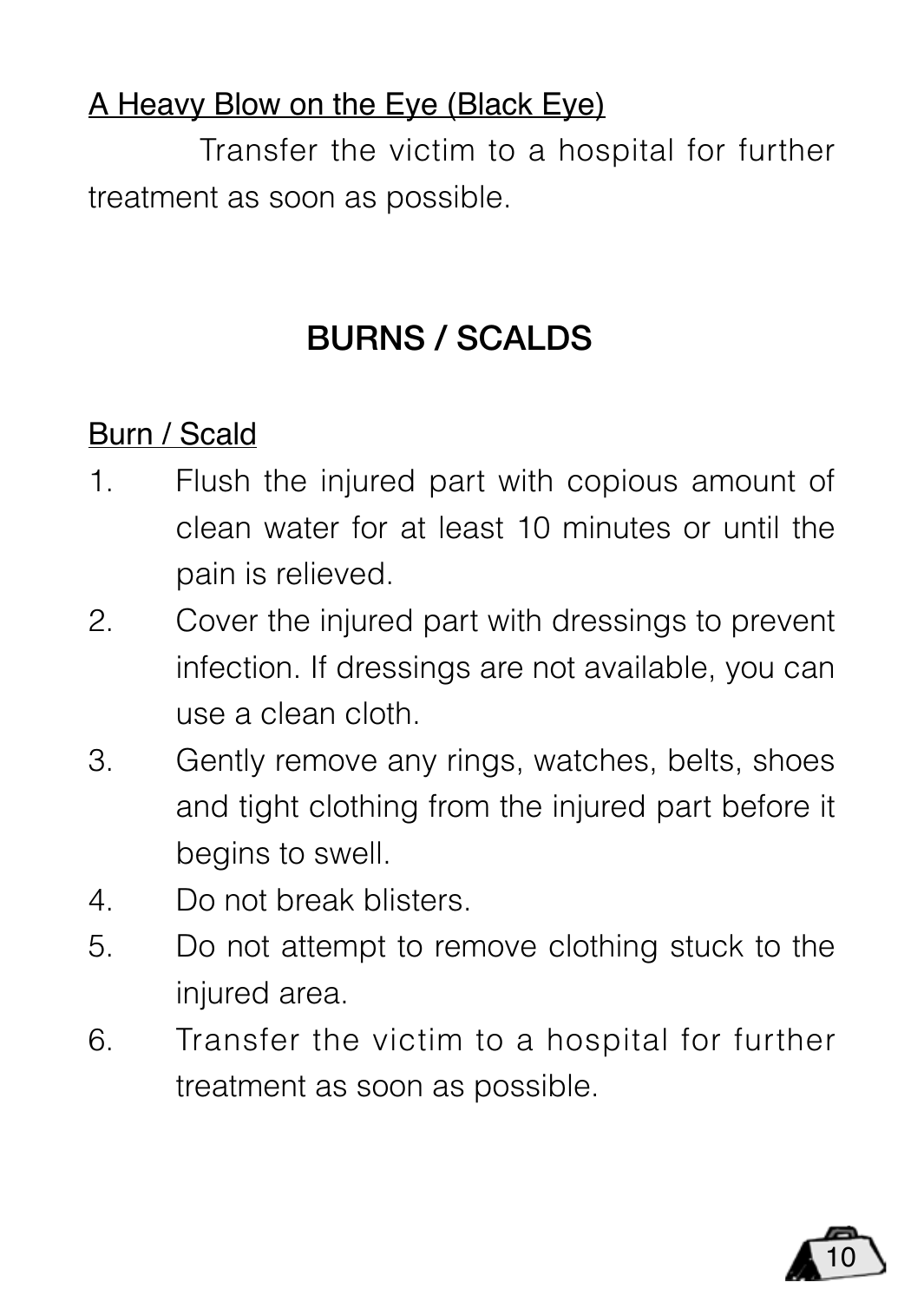<u>A Heavy Blow on the Eye (Black Eye)</u>

Transfer the victim to a hospital for further treatment as soon as possible.

## BURNS / SCALDS

<u>Burn / Scald</u>

1. Flush the injured part with copious amount of clean water for at least 10 minutes or until the pain is relieved.
2. Cover the injured part with dressings to prevent infection. If dressings are not available, you can use a clean cloth.
3. Gently remove any rings, watches, belts, shoes and tight clothing from the injured part before it begins to swell.
4. Do not break blisters.
5. Do not attempt to remove clothing stuck to the injured area.
6. Transfer the victim to a hospital for further treatment as soon as possible.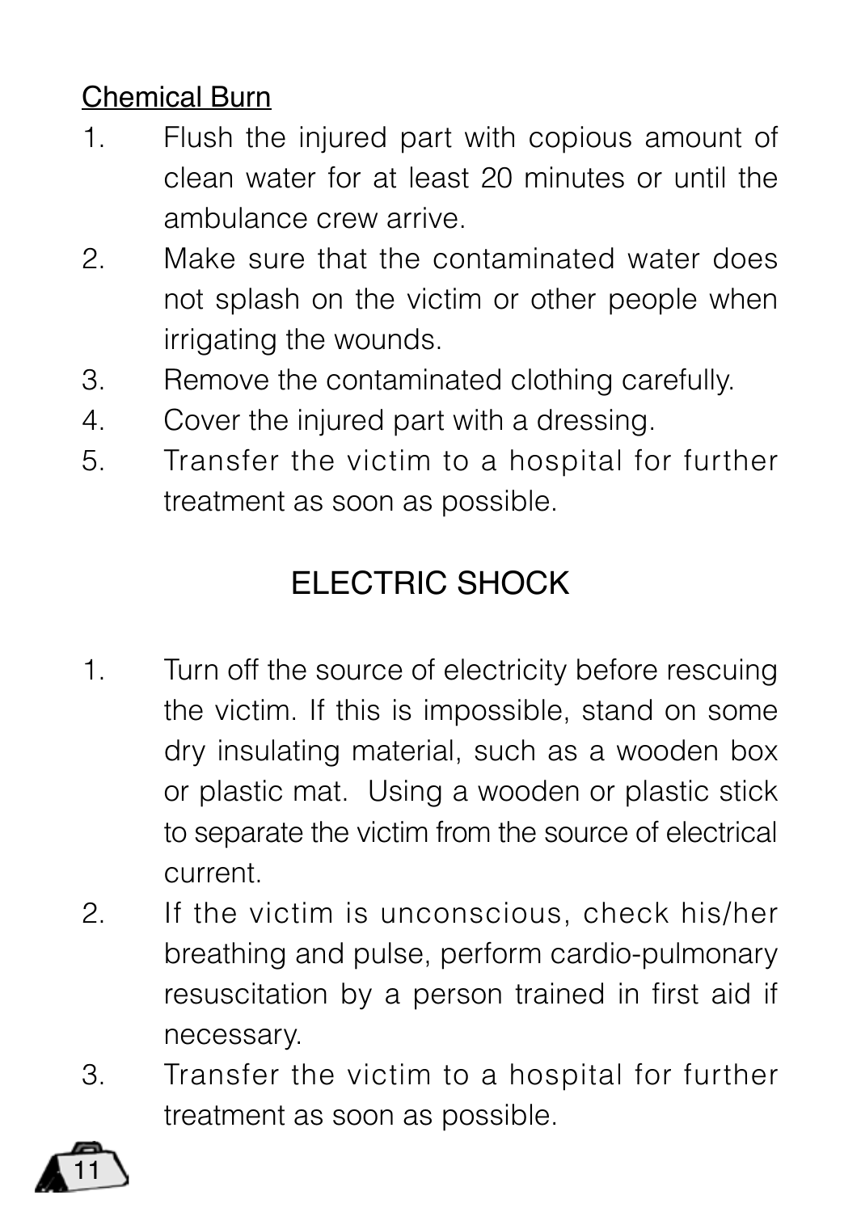Chemical Burn

1. Flush the injured part with copious amount of clean water for at least 20 minutes or until the ambulance crew arrive.
2. Make sure that the contaminated water does not splash on the victim or other people when irrigating the wounds.
3. Remove the contaminated clothing carefully.
4. Cover the injured part with a dressing.
5. Transfer the victim to a hospital for further treatment as soon as possible.

## ELECTRIC SHOCK

1. Turn off the source of electricity before rescuing the victim. If this is impossible, stand on some dry insulating material, such as a wooden box or plastic mat. Using a wooden or plastic stick to separate the victim from the source of electrical current.
2. If the victim is unconscious, check his/her breathing and pulse, perform cardio-pulmonary resuscitation by a person trained in first aid if necessary.
3. Transfer the victim to a hospital for further treatment as soon as possible.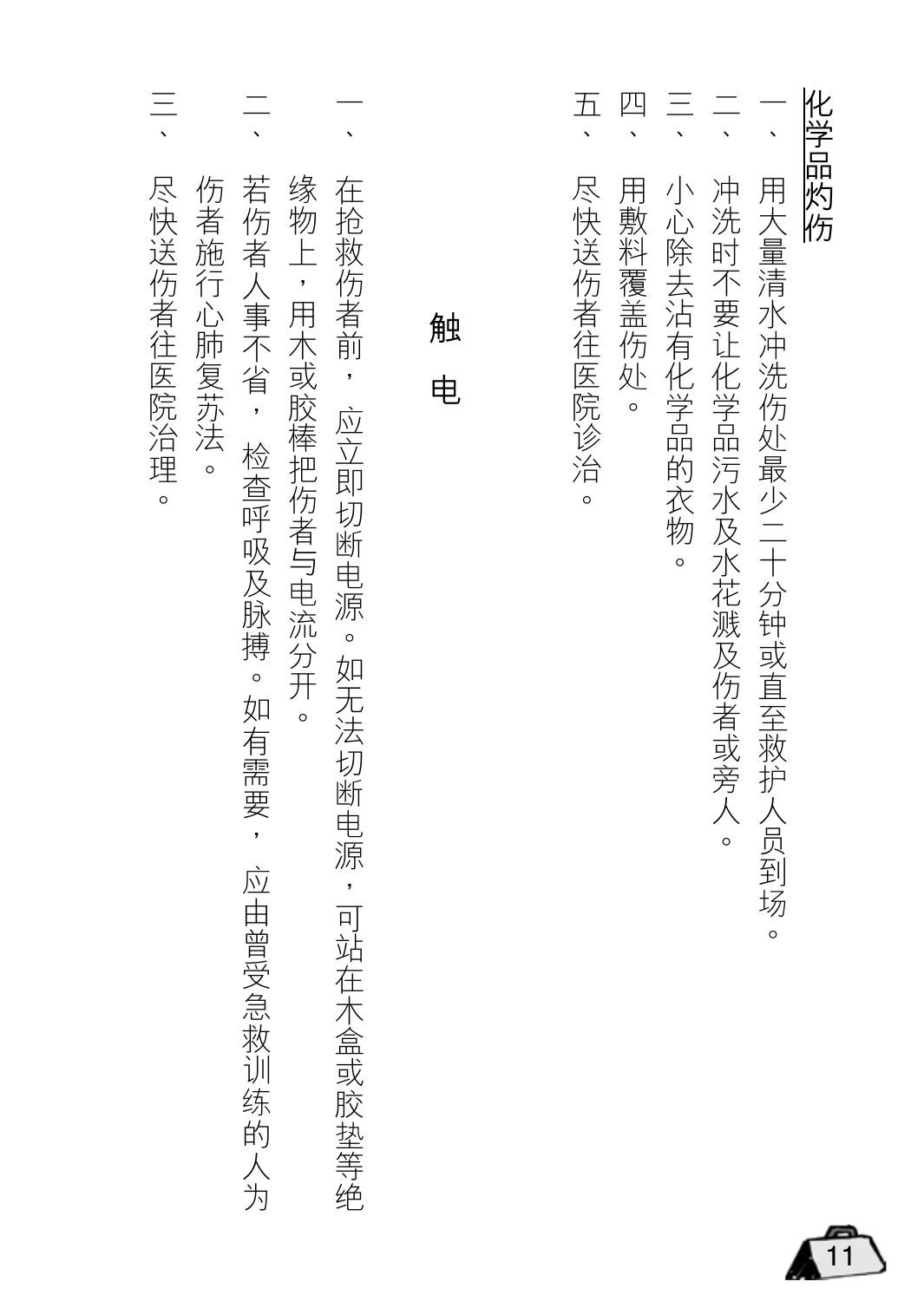## 化学品灼伤

一、用大量清水冲洗伤处最少二十分钟或直至救护人员到场。

二、冲洗时不要让化学品污水及水花溅及伤者或旁人。

三、小心除去沾有化学品的衣物。

四、用敷料覆盖伤处。

五、尽快送伤者往医院诊治。

## 触　电

一、在抢救伤者前，应立即切断电源。如无法切断电源，可站在木盒或胶垫等绝缘物上，用木或胶棒把伤者与电流分开。

二、若伤者人事不省，检查呼吸及脉搏。如有需要，应由曾受急救训练的人为伤者施行心肺复苏法。

三、尽快送伤者往医院治理。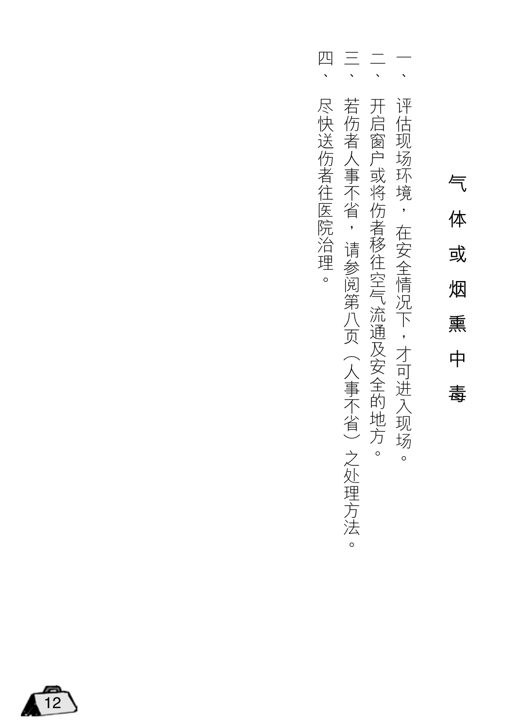# 气体或烟熏中毒

一、评估现场环境，在安全情况下，才可进入现场。

二、开启窗户或将伤者移往空气流通及安全的地方。

三、若伤者人事不省，请参阅第八页（人事不省）之处理方法。

四、尽快送伤者往医院治理。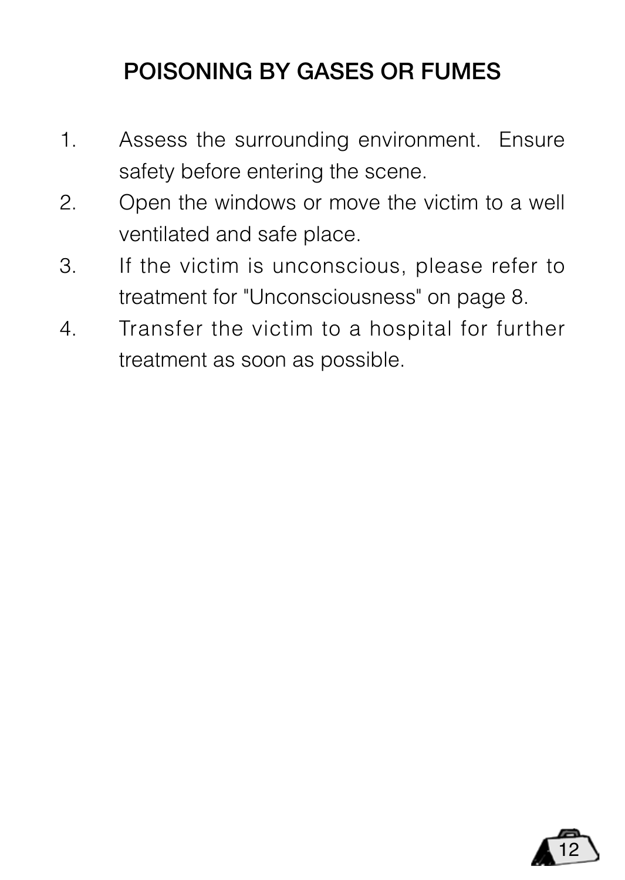## POISONING BY GASES OR FUMES

1. Assess the surrounding environment. Ensure safety before entering the scene.
2. Open the windows or move the victim to a well ventilated and safe place.
3. If the victim is unconscious, please refer to treatment for "Unconsciousness" on page 8.
4. Transfer the victim to a hospital for further treatment as soon as possible.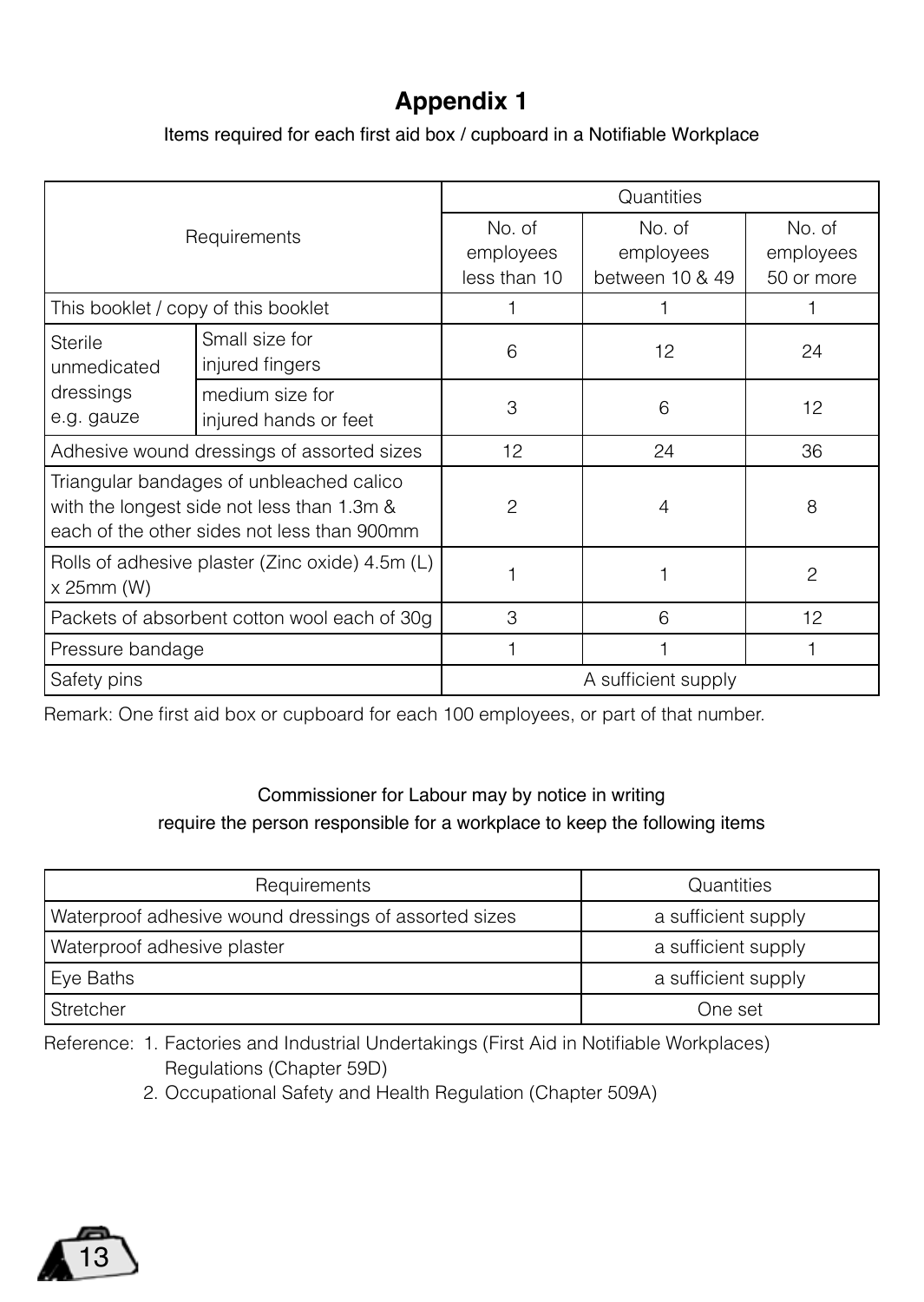# Appendix 1

Items required for each first aid box / cupboard in a Notifiable Workplace

| Requirements | | Quantities | | |
|---|---|---|---|---|
| | | No. of employees less than 10 | No. of employees between 10 & 49 | No. of employees 50 or more |
| This booklet / copy of this booklet | | 1 | 1 | 1 |
| Sterile unmedicated dressings e.g. gauze | Small size for injured fingers | 6 | 12 | 24 |
| | medium size for injured hands or feet | 3 | 6 | 12 |
| Adhesive wound dressings of assorted sizes | | 12 | 24 | 36 |
| Triangular bandages of unbleached calico with the longest side not less than 1.3m & each of the other sides not less than 900mm | | 2 | 4 | 8 |
| Rolls of adhesive plaster (Zinc oxide) 4.5m (L) x 25mm (W) | | 1 | 1 | 2 |
| Packets of absorbent cotton wool each of 30g | | 3 | 6 | 12 |
| Pressure bandage | | 1 | 1 | 1 |
| Safety pins | | A sufficient supply | | |

Remark: One first aid box or cupboard for each 100 employees, or part of that number.

Commissioner for Labour may by notice in writing require the person responsible for a workplace to keep the following items

| Requirements | Quantities |
|---|---|
| Waterproof adhesive wound dressings of assorted sizes | a sufficient supply |
| Waterproof adhesive plaster | a sufficient supply |
| Eye Baths | a sufficient supply |
| Stretcher | One set |

Reference:
1. Factories and Industrial Undertakings (First Aid in Notifiable Workplaces) Regulations (Chapter 59D)
2. Occupational Safety and Health Regulation (Chapter 509A)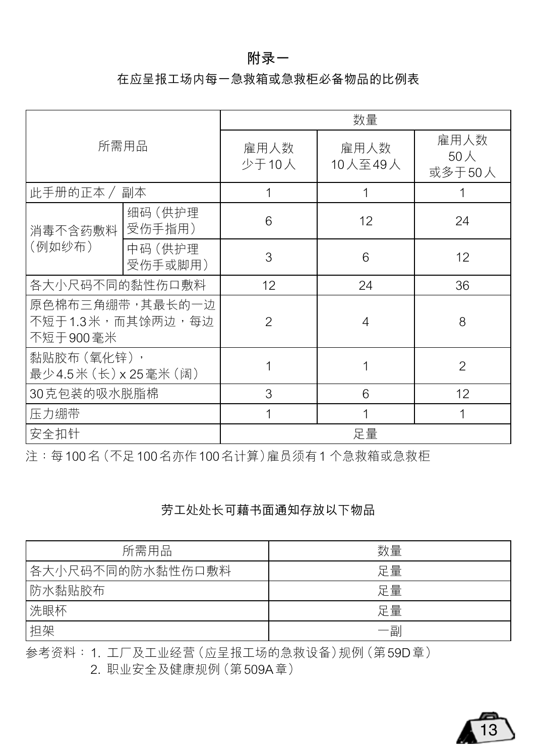## 附录一

### 在应呈报工场内每一急救箱或急救柜必备物品的比例表

| 所需用品 | | 数量 | | |
|---|---|---|---|---|
| | | 雇用人数<br>少于10人 | 雇用人数<br>10人至49人 | 雇用人数<br>50人<br>或多于50人 |
| 此手册的正本／副本 | | 1 | 1 | 1 |
| 消毒不含药敷料（例如纱布） | 细码（供护理受伤手指用） | 6 | 12 | 24 |
| | 中码（供护理受伤手或脚用） | 3 | 6 | 12 |
| 各大小尺码不同的黏性伤口敷料 | | 12 | 24 | 36 |
| 原色棉布三角绷带，其最长的一边不短于1.3米，而其馀两边，每边不短于900毫米 | | 2 | 4 | 8 |
| 黏贴胶布（氧化锌），最少4.5米（长）x 25毫米（阔） | | 1 | 1 | 2 |
| 30克包装的吸水脱脂棉 | | 3 | 6 | 12 |
| 压力绷带 | | 1 | 1 | 1 |
| 安全扣针 | | 足量 | | |

注：每100名（不足100名亦作100名计算）雇员须有1个急救箱或急救柜

### 劳工处处长可藉书面通知存放以下物品

| 所需用品 | 数量 |
|---|---|
| 各大小尺码不同的防水黏性伤口敷料 | 足量 |
| 防水黏贴胶布 | 足量 |
| 洗眼杯 | 足量 |
| 担架 | 一副 |

参考资料：1. 工厂及工业经营（应呈报工场的急救设备）规例（第59D章）
2. 职业安全及健康规例（第509A章）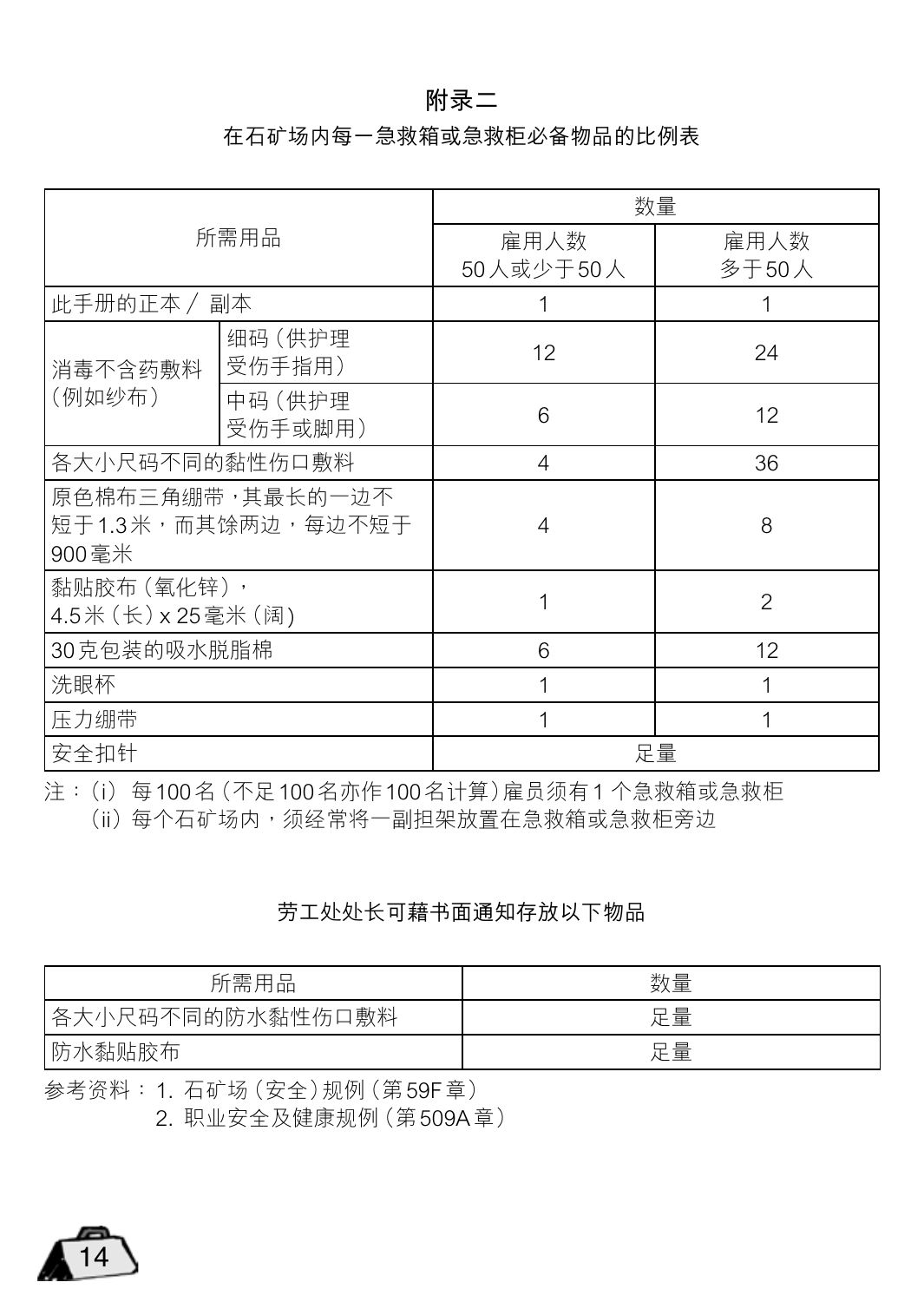# 附录二

## 在石矿场内每一急救箱或急救柜必备物品的比例表

| 所需用品 | | 数量 | |
|---|---|---|---|
| | | 雇用人数<br>50人或少于50人 | 雇用人数<br>多于50人 |
| 此手册的正本／副本 | | 1 | 1 |
| 消毒不含药敷料（例如纱布） | 细码（供护理受伤手指用） | 12 | 24 |
| | 中码（供护理受伤手或脚用） | 6 | 12 |
| 各大小尺码不同的黏性伤口敷料 | | 4 | 36 |
| 原色棉布三角绷带，其最长的一边不短于1.3米，而其馀两边，每边不短于900毫米 | | 4 | 8 |
| 黏贴胶布（氧化锌），4.5米（长）x 25毫米（阔） | | 1 | 2 |
| 30克包装的吸水脱脂棉 | | 6 | 12 |
| 洗眼杯 | | 1 | 1 |
| 压力绷带 | | 1 | 1 |
| 安全扣针 | | 足量 | |

注：（i）每100名（不足100名亦作100名计算）雇员须有1个急救箱或急救柜

（ii）每个石矿场内，须经常将一副担架放置在急救箱或急救柜旁边

### 劳工处处长可藉书面通知存放以下物品

| 所需用品 | 数量 |
|---|---|
| 各大小尺码不同的防水黏性伤口敷料 | 足量 |
| 防水黏贴胶布 | 足量 |

参考资料：1. 石矿场（安全）规例（第59F章）

2. 职业安全及健康规例（第509A章）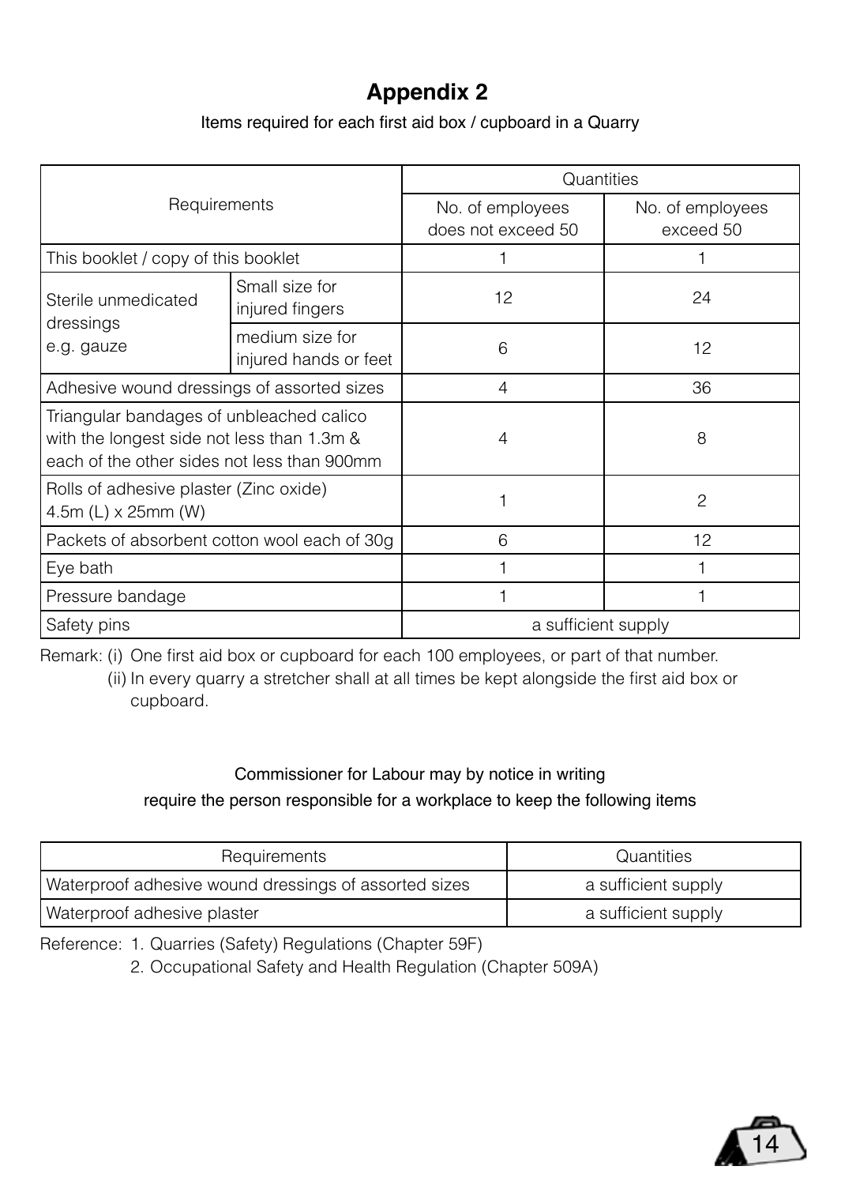# Appendix 2

Items required for each first aid box / cupboard in a Quarry

| Requirements | | Quantities | |
|---|---|---|---|
| | | No. of employees does not exceed 50 | No. of employees exceed 50 |
| This booklet / copy of this booklet | | 1 | 1 |
| Sterile unmedicated dressings e.g. gauze | Small size for injured fingers | 12 | 24 |
| | medium size for injured hands or feet | 6 | 12 |
| Adhesive wound dressings of assorted sizes | | 4 | 36 |
| Triangular bandages of unbleached calico with the longest side not less than 1.3m & each of the other sides not less than 900mm | | 4 | 8 |
| Rolls of adhesive plaster (Zinc oxide) 4.5m (L) x 25mm (W) | | 1 | 2 |
| Packets of absorbent cotton wool each of 30g | | 6 | 12 |
| Eye bath | | 1 | 1 |
| Pressure bandage | | 1 | 1 |
| Safety pins | | a sufficient supply | |

Remark: (i) One first aid box or cupboard for each 100 employees, or part of that number.
(ii) In every quarry a stretcher shall at all times be kept alongside the first aid box or cupboard.

Commissioner for Labour may by notice in writing require the person responsible for a workplace to keep the following items

| Requirements | Quantities |
|---|---|
| Waterproof adhesive wound dressings of assorted sizes | a sufficient supply |
| Waterproof adhesive plaster | a sufficient supply |

Reference: 1. Quarries (Safety) Regulations (Chapter 59F)
2. Occupational Safety and Health Regulation (Chapter 509A)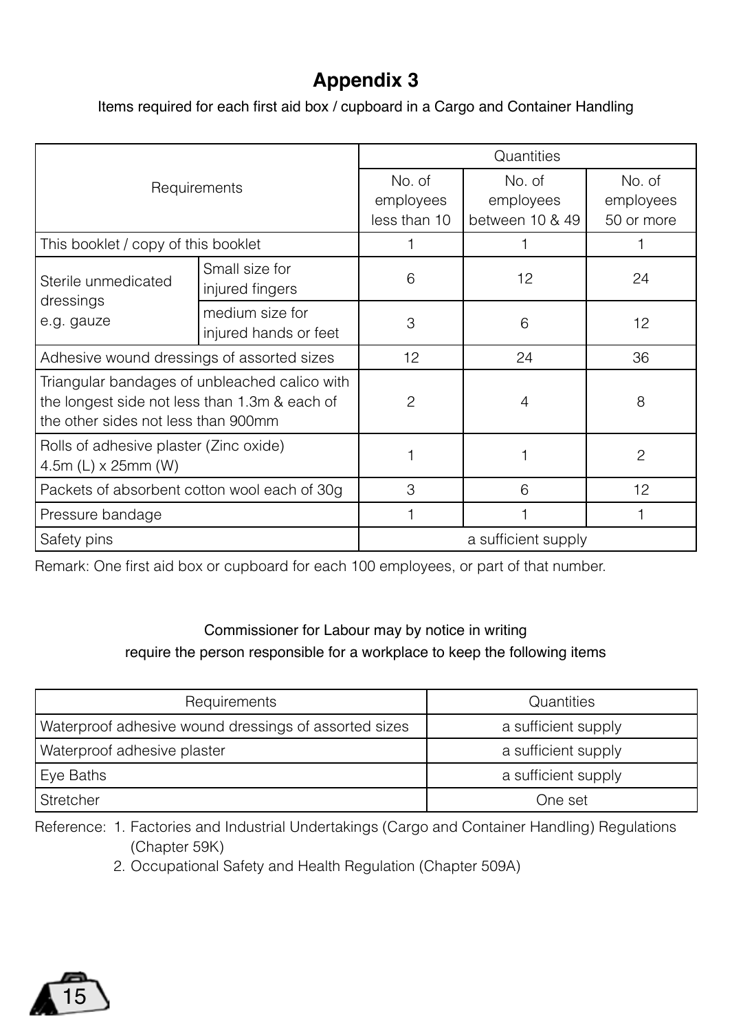# Appendix 3

Items required for each first aid box / cupboard in a Cargo and Container Handling

| Requirements | | Quantities | | |
|---|---|---|---|---|
| | | No. of employees less than 10 | No. of employees between 10 & 49 | No. of employees 50 or more |
| This booklet / copy of this booklet | | 1 | 1 | 1 |
| Sterile unmedicated dressings e.g. gauze | Small size for injured fingers | 6 | 12 | 24 |
| | medium size for injured hands or feet | 3 | 6 | 12 |
| Adhesive wound dressings of assorted sizes | | 12 | 24 | 36 |
| Triangular bandages of unbleached calico with the longest side not less than 1.3m & each of the other sides not less than 900mm | | 2 | 4 | 8 |
| Rolls of adhesive plaster (Zinc oxide) 4.5m (L) x 25mm (W) | | 1 | 1 | 2 |
| Packets of absorbent cotton wool each of 30g | | 3 | 6 | 12 |
| Pressure bandage | | 1 | 1 | 1 |
| Safety pins | | a sufficient supply | | |

Remark: One first aid box or cupboard for each 100 employees, or part of that number.

Commissioner for Labour may by notice in writing
require the person responsible for a workplace to keep the following items

| Requirements | Quantities |
|---|---|
| Waterproof adhesive wound dressings of assorted sizes | a sufficient supply |
| Waterproof adhesive plaster | a sufficient supply |
| Eye Baths | a sufficient supply |
| Stretcher | One set |

Reference: 1. Factories and Industrial Undertakings (Cargo and Container Handling) Regulations (Chapter 59K)
2. Occupational Safety and Health Regulation (Chapter 509A)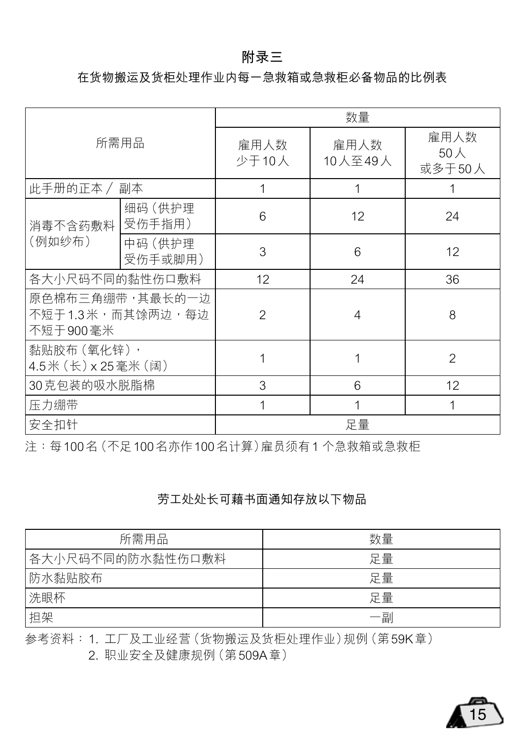# 附录三

## 在货物搬运及货柜处理作业内每一急救箱或急救柜必备物品的比例表

| 所需用品 | | 数量 | | |
|---|---|---|---|---|
| | | 雇用人数少于10人 | 雇用人数10人至49人 | 雇用人数50人或多于50人 |
| 此手册的正本／副本 | | 1 | 1 | 1 |
| 消毒不含药敷料（例如纱布） | 细码（供护理受伤手指用） | 6 | 12 | 24 |
| | 中码（供护理受伤手或脚用） | 3 | 6 | 12 |
| 各大小尺码不同的黏性伤口敷料 | | 12 | 24 | 36 |
| 原色棉布三角绷带，其最长的一边不短于1.3米，而其馀两边，每边不短于900毫米 | | 2 | 4 | 8 |
| 黏贴胶布（氧化锌），4.5米（长）x 25毫米（阔） | | 1 | 1 | 2 |
| 30克包装的吸水脱脂棉 | | 3 | 6 | 12 |
| 压力绷带 | | 1 | 1 | 1 |
| 安全扣针 | | 足量 | | |

注：每100名（不足100名亦作100名计算）雇员须有1个急救箱或急救柜

### 劳工处处长可藉书面通知存放以下物品

| 所需用品 | 数量 |
|---|---|
| 各大小尺码不同的防水黏性伤口敷料 | 足量 |
| 防水黏贴胶布 | 足量 |
| 洗眼杯 | 足量 |
| 担架 | 一副 |

参考资料：
1. 工厂及工业经营（货物搬运及货柜处理作业）规例（第59K章）
2. 职业安全及健康规例（第509A章）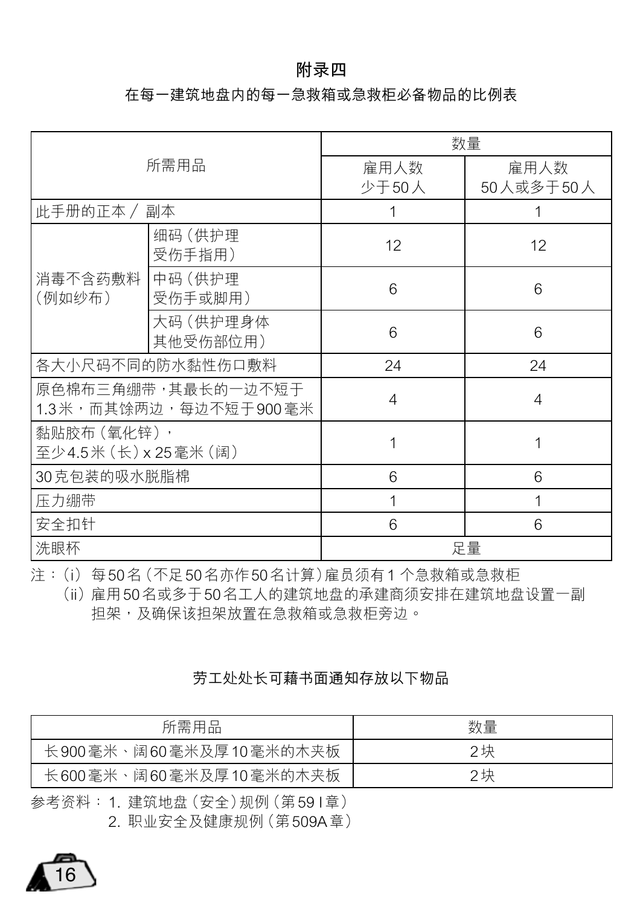# 附录四

在每一建筑地盘内的每一急救箱或急救柜必备物品的比例表

| 所需用品 | | 数量 | |
|---|---|---|---|
| | | 雇用人数<br>少于50人 | 雇用人数<br>50人或多于50人 |
| 此手册的正本／副本 | | 1 | 1 |
| 消毒不含药敷料（例如纱布） | 细码（供护理受伤手指用） | 12 | 12 |
| | 中码（供护理受伤手或脚用） | 6 | 6 |
| | 大码（供护理身体其他受伤部位用） | 6 | 6 |
| 各大小尺码不同的防水黏性伤口敷料 | | 24 | 24 |
| 原色棉布三角绷带，其最长的一边不短于1.3米，而其馀两边，每边不短于900毫米 | | 4 | 4 |
| 黏贴胶布（氧化锌），至少4.5米（长）x 25毫米（阔） | | 1 | 1 |
| 30克包装的吸水脱脂棉 | | 6 | 6 |
| 压力绷带 | | 1 | 1 |
| 安全扣针 | | 6 | 6 |
| 洗眼杯 | | 足量 | |

注：(i) 每50名（不足50名亦作50名计算）雇员须有1个急救箱或急救柜
(ii) 雇用50名或多于50名工人的建筑地盘的承建商须安排在建筑地盘设置一副担架，及确保该担架放置在急救箱或急救柜旁边。

## 劳工处处长可藉书面通知存放以下物品

| 所需用品 | 数量 |
|---|---|
| 长900毫米、阔60毫米及厚10毫米的木夹板 | 2块 |
| 长600毫米、阔60毫米及厚10毫米的木夹板 | 2块 |

参考资料：1. 建筑地盘（安全）规例（第59 I 章）
2. 职业安全及健康规例（第509A章）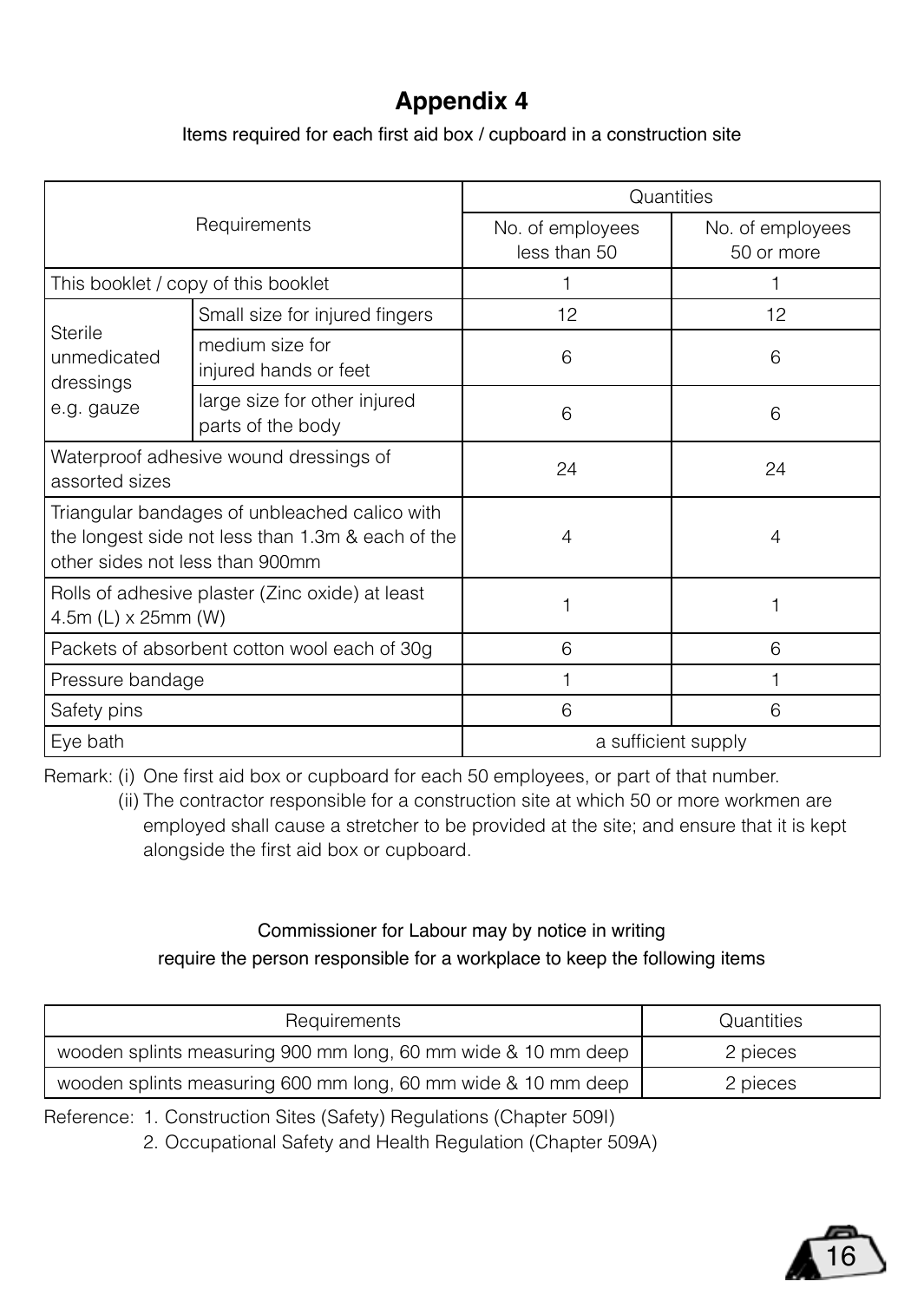# Appendix 4

Items required for each first aid box / cupboard in a construction site

| Requirements | | Quantities | |
|---|---|---|---|
| | | No. of employees less than 50 | No. of employees 50 or more |
| This booklet / copy of this booklet | | 1 | 1 |
| Sterile unmedicated dressings e.g. gauze | Small size for injured fingers | 12 | 12 |
| | medium size for injured hands or feet | 6 | 6 |
| | large size for other injured parts of the body | 6 | 6 |
| Waterproof adhesive wound dressings of assorted sizes | | 24 | 24 |
| Triangular bandages of unbleached calico with the longest side not less than 1.3m & each of the other sides not less than 900mm | | 4 | 4 |
| Rolls of adhesive plaster (Zinc oxide) at least 4.5m (L) x 25mm (W) | | 1 | 1 |
| Packets of absorbent cotton wool each of 30g | | 6 | 6 |
| Pressure bandage | | 1 | 1 |
| Safety pins | | 6 | 6 |
| Eye bath | | a sufficient supply | |

Remark: (i) One first aid box or cupboard for each 50 employees, or part of that number.

(ii) The contractor responsible for a construction site at which 50 or more workmen are employed shall cause a stretcher to be provided at the site; and ensure that it is kept alongside the first aid box or cupboard.

Commissioner for Labour may by notice in writing require the person responsible for a workplace to keep the following items

| Requirements | Quantities |
|---|---|
| wooden splints measuring 900 mm long, 60 mm wide & 10 mm deep | 2 pieces |
| wooden splints measuring 600 mm long, 60 mm wide & 10 mm deep | 2 pieces |

Reference: 1. Construction Sites (Safety) Regulations (Chapter 509I)

2. Occupational Safety and Health Regulation (Chapter 509A)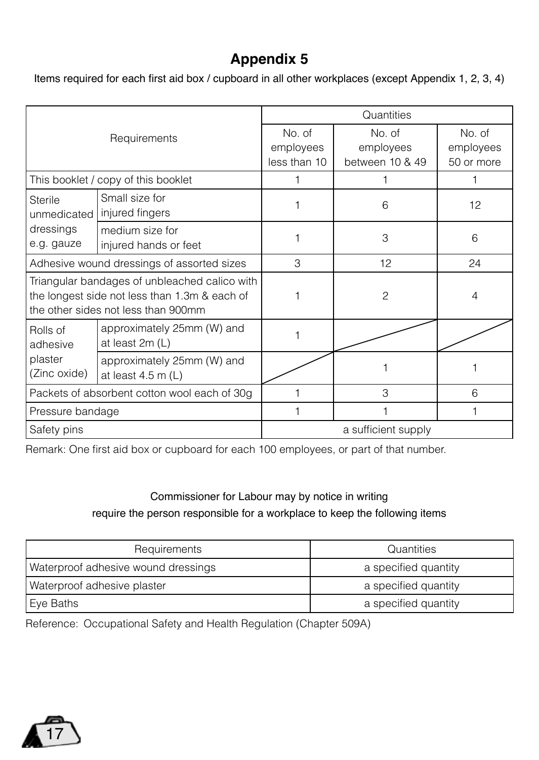# Appendix 5

Items required for each first aid box / cupboard in all other workplaces (except Appendix 1, 2, 3, 4)

| Requirements | | Quantities | | |
|---|---|---|---|---|
| | | No. of employees less than 10 | No. of employees between 10 & 49 | No. of employees 50 or more |
| This booklet / copy of this booklet | | 1 | 1 | 1 |
| Sterile unmedicated dressings e.g. gauze | Small size for injured fingers | 1 | 6 | 12 |
| | medium size for injured hands or feet | 1 | 3 | 6 |
| Adhesive wound dressings of assorted sizes | | 3 | 12 | 24 |
| Triangular bandages of unbleached calico with the longest side not less than 1.3m & each of the other sides not less than 900mm | | 1 | 2 | 4 |
| Rolls of adhesive plaster (Zinc oxide) | approximately 25mm (W) and at least 2m (L) | 1 | | |
| | approximately 25mm (W) and at least 4.5 m (L) | | 1 | 1 |
| Packets of absorbent cotton wool each of 30g | | 1 | 3 | 6 |
| Pressure bandage | | 1 | 1 | 1 |
| Safety pins | | a sufficient supply | | |

Remark: One first aid box or cupboard for each 100 employees, or part of that number.

Commissioner for Labour may by notice in writing require the person responsible for a workplace to keep the following items

| Requirements | Quantities |
|---|---|
| Waterproof adhesive wound dressings | a specified quantity |
| Waterproof adhesive plaster | a specified quantity |
| Eye Baths | a specified quantity |

Reference: Occupational Safety and Health Regulation (Chapter 509A)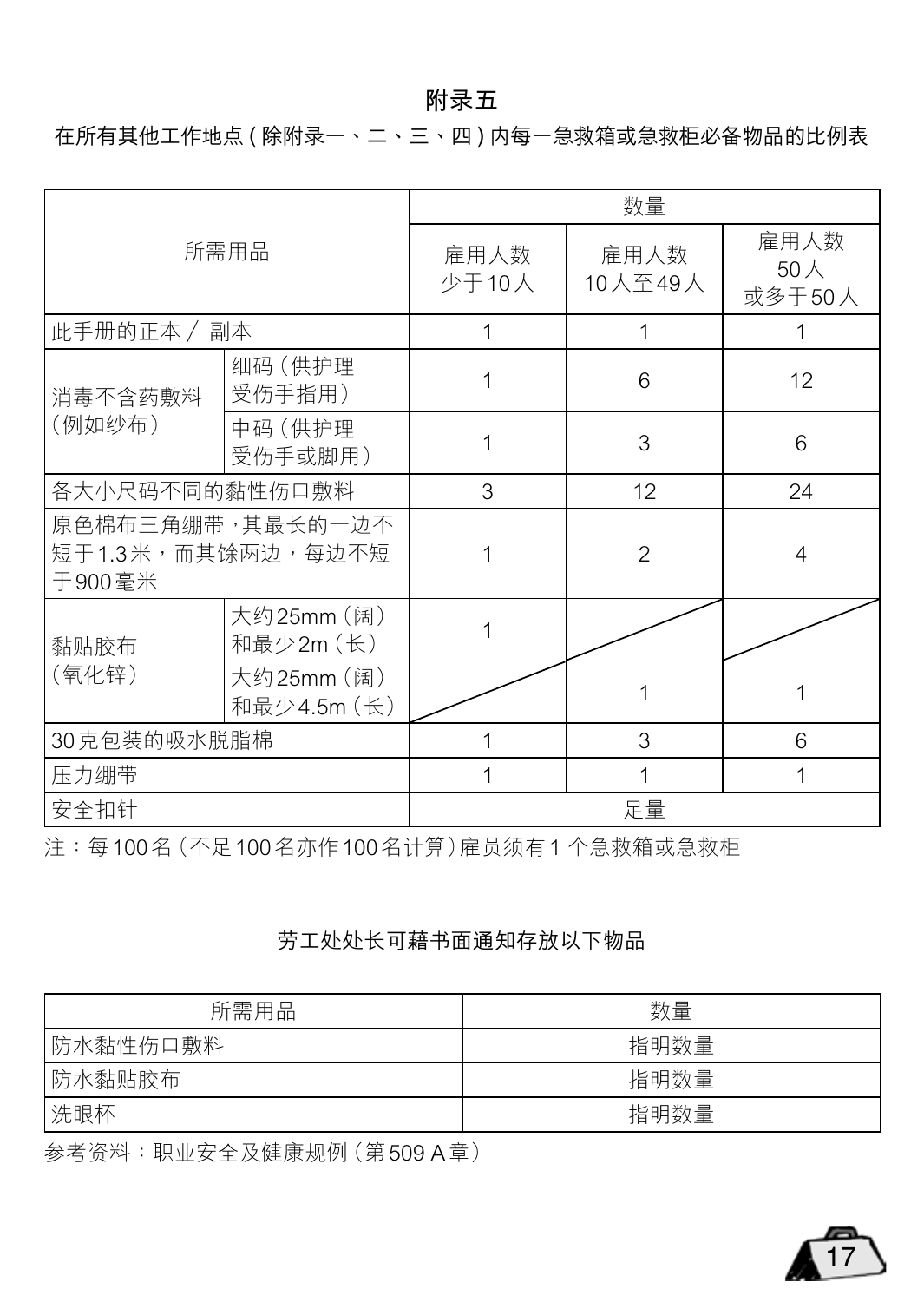# 附录五

在所有其他工作地点 ( 除附录一、二、三、四 ) 内每一急救箱或急救柜必备物品的比例表

| 所需用品 | | 数量 | | |
|---|---|---|---|---|
| | | 雇用人数少于10人 | 雇用人数10人至49人 | 雇用人数50人或多于50人 |
| 此手册的正本／副本 | | 1 | 1 | 1 |
| 消毒不含药敷料（例如纱布） | 细码（供护理受伤手指用） | 1 | 6 | 12 |
| | 中码（供护理受伤手或脚用） | 1 | 3 | 6 |
| 各大小尺码不同的黏性伤口敷料 | | 3 | 12 | 24 |
| 原色棉布三角绷带，其最长的一边不短于1.3米，而其馀两边，每边不短于900毫米 | | 1 | 2 | 4 |
| 黏贴胶布（氧化锌） | 大约25mm（阔）和最少2m（长） | 1 | | |
| | 大约25mm（阔）和最少4.5m（长） | | 1 | 1 |
| 30克包装的吸水脱脂棉 | | 1 | 3 | 6 |
| 压力绷带 | | 1 | 1 | 1 |
| 安全扣针 | | 足量 | | |

注：每100名（不足100名亦作100名计算）雇员须有1 个急救箱或急救柜

劳工处处长可藉书面通知存放以下物品

| 所需用品 | 数量 |
|---|---|
| 防水黏性伤口敷料 | 指明数量 |
| 防水黏贴胶布 | 指明数量 |
| 洗眼杯 | 指明数量 |

参考资料：职业安全及健康规例（第509 A章）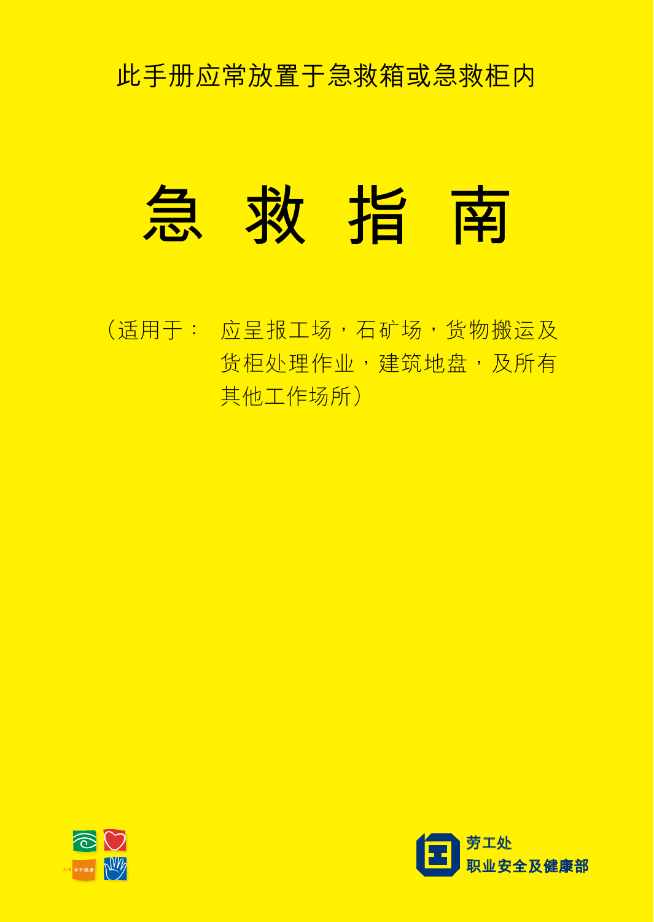此手册应常放置于急救箱或急救柜内

# 急 救 指 南

（适用于： 应呈报工场，石矿场，货物搬运及货柜处理作业，建筑地盘，及所有其他工作场所）

劳工处
职业安全及健康部